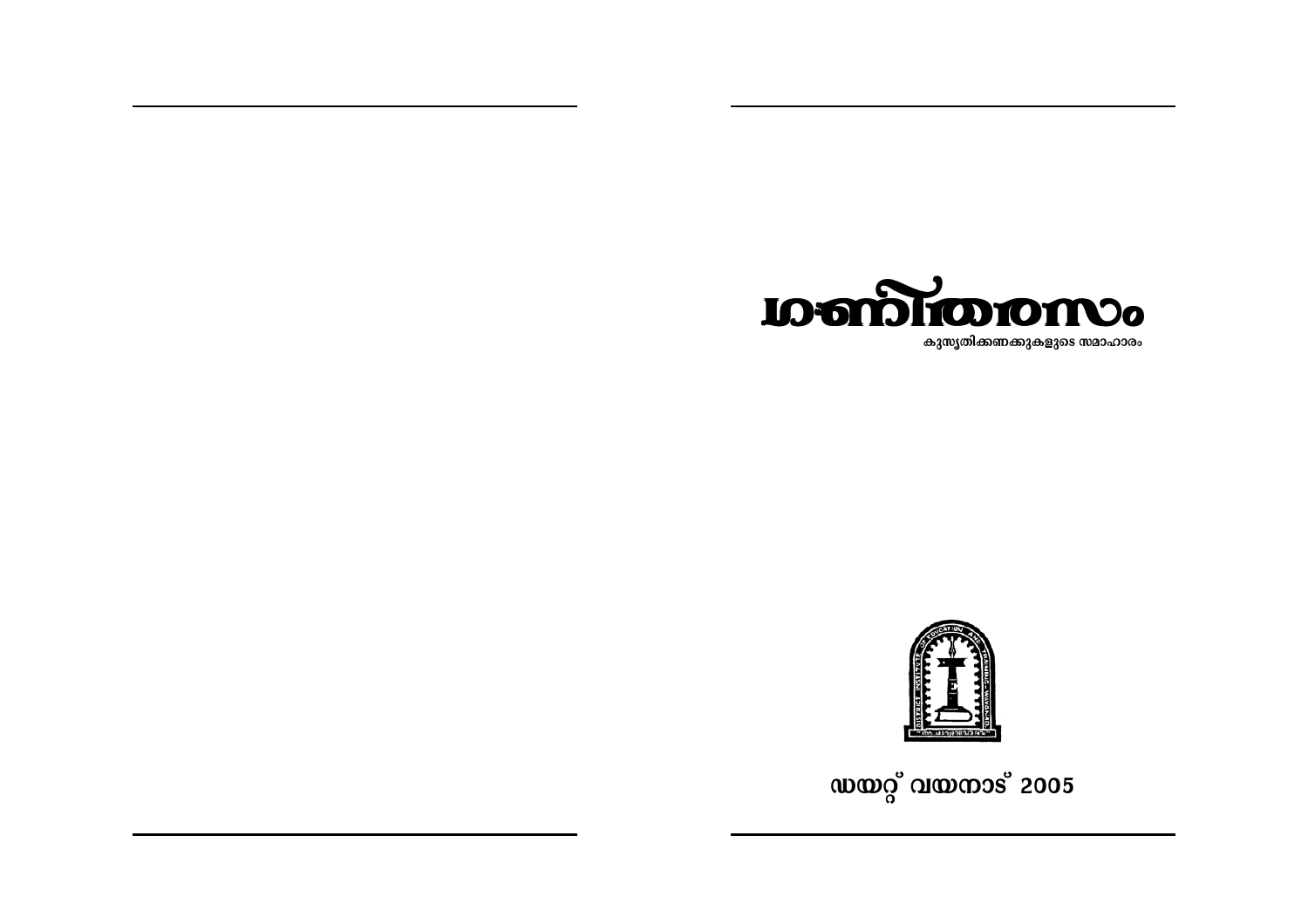# ഗണിതരസം

കുസൃതിക്കണക്കുകളുടെ സമാഹാരം

ഡയറ്റ് വയനാട് 2005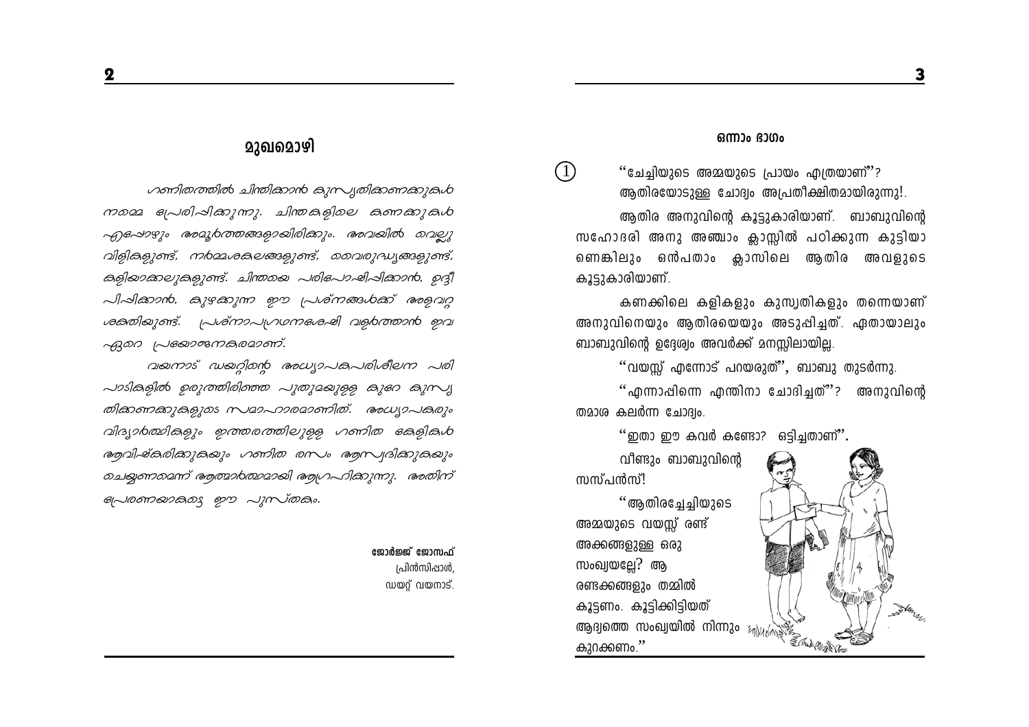## മുഖമൊഴി

*ഗണിതത്തിൽ ചിന്തിക്കാൻ കുസൃതിക്കണക്കുകൾ നമ്മെ പ്രേരിപ്പിക്കുന്നു. ചിന്തകളിലെ കണക്കുകൾ എപ്പോഴും അമൂർത്തങ്ങളായിരിക്കും. അവയിൽ വെല്ലുവിളികളുണ്ട്, നർമ്മശകലങ്ങളുണ്ട്, വൈരുദ്ധ്യങ്ങളുണ്ട്, കളിയാക്കലുകളുണ്ട്. ചിന്തയെ പരിപോഷിപ്പിക്കാൻ, ഉദ്ദീപിപ്പിക്കാൻ, കുഴക്കുന്ന ഈ പ്രശ്നങ്ങൾക്ക് അളവറ്റ ശക്തിയുണ്ട്. പ്രശ്നാപഗ്രഥനശേഷി വളർത്താൻ ഇവ ഏറെ പ്രയോജനകരമാണ്.*

*വയനാട് ഡയറ്റിന്റെ അധ്യാപകപരിശീലന പരിപാടികളിൽ ഉരുത്തിരിഞ്ഞ പുതുമയുള്ള കുറേ കുസൃതിക്കണക്കുകളുടെ സമാഹാരമാണിത്. അധ്യാപകരും വിദ്യാർത്ഥികളും ഇത്തരത്തിലുള്ള ഗണിത കേളികൾ ആവിഷ്കരിക്കുകയും ഗണിത രസം ആസ്വദിക്കുകയും ചെയ്യണമെന്ന് ആത്മാർത്ഥമായി ആഗ്രഹിക്കുന്നു. അതിന് പ്രേരണയാകട്ടെ ഈ പുസ്തകം.*

**ജോർജ്ജ് ജോസഫ്**
പ്രിൻസിപ്പാൾ,
ഡയറ്റ് വയനാട്.

### ഒന്നാം ഭാഗം

(1) "ചേച്ചിയുടെ അമ്മയുടെ പ്രായം എത്രയാണ്"?
ആതിരയോടുള്ള ചോദ്യം അപ്രതീക്ഷിതമായിരുന്നു!.

ആതിര അനുവിന്റെ കൂട്ടുകാരിയാണ്. ബാബുവിന്റെ സഹോദരി അനു അഞ്ചാം ക്ലാസ്സിൽ പഠിക്കുന്ന കുട്ടിയാണെങ്കിലും ഒൻപതാം ക്ലാസിലെ ആതിര അവളുടെ കൂട്ടുകാരിയാണ്.

കണക്കിലെ കളികളും കുസൃതികളും തന്നെയാണ് അനുവിനെയും ആതിരയെയും അടുപ്പിച്ചത്. ഏതായാലും ബാബുവിന്റെ ഉദ്ദേശ്യം അവർക്ക് മനസ്സിലായില്ല.

"വയസ്സ് എന്നോട് പറയരുത്", ബാബു തുടർന്നു.

"എന്നാപ്പിന്നെ എന്തിനാ ചോദിച്ചത്"? അനുവിന്റെ തമാശ കലർന്ന ചോദ്യം.

"ഇതാ ഈ കവർ കണ്ടോ? ഒട്ടിച്ചതാണ്".

വീണ്ടും ബാബുവിന്റെ സസ്പൻസ്!

"ആതിരച്ചേച്ചിയുടെ അമ്മയുടെ വയസ്സ് രണ്ട് അക്കങ്ങളുള്ള ഒരു സംഖ്യയല്ലേ? ആ രണ്ടക്കങ്ങളും തമ്മിൽ കൂട്ടണം. കൂട്ടിക്കിട്ടിയത് ആദ്യത്തെ സംഖ്യയിൽ നിന്നും കുറക്കണം."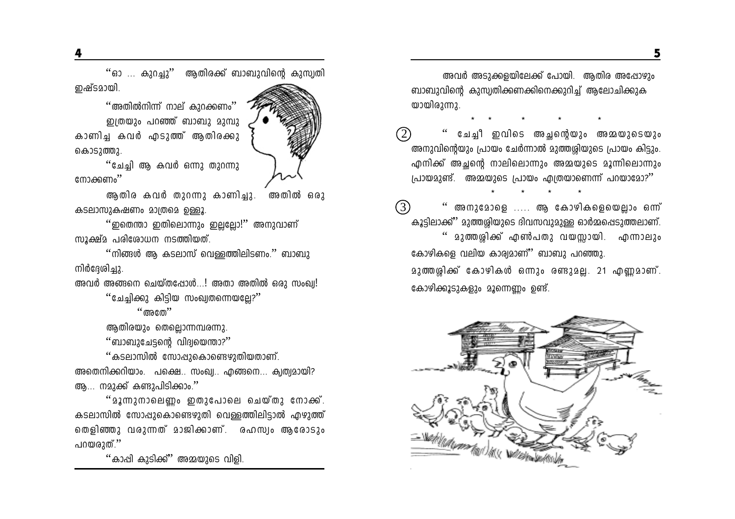"ഓ ... കുറച്ചു" ആതിരക്ക് ബാബുവിന്റെ കുസൃതി ഇഷ്ടമായി.

"അതിൽനിന്ന് നാല് കുറക്കണം"

ഇത്രയും പറഞ്ഞ് ബാബു മുമ്പു കാണിച്ച കവർ എടുത്ത് ആതിരക്കു കൊടുത്തു.

"ചേച്ചി ആ കവർ ഒന്നു തുറന്നു നോക്കണം"

ആതിര കവർ തുറന്നു കാണിച്ചു. അതിൽ ഒരു കടലാസുകഷണം മാത്രമെ ഉള്ളൂ.

"ഇതെന്താ ഇതിലൊന്നും ഇല്ലല്ലോ!" അനുവാണ് സൂക്ഷ്മ പരിശോധന നടത്തിയത്.

"നിങ്ങൾ ആ കടലാസ് വെള്ളത്തിലിടണം." ബാബു നിർദ്ദേശിച്ചു.

അവർ അങ്ങനെ ചെയ്തപ്പോൾ...! അതാ അതിൽ ഒരു സംഖ്യ!

"ചേച്ചിക്കു കിട്ടിയ സംഖ്യതന്നെയല്ലേ?"

"അതേ"

ആതിരയും തെല്ലൊന്നമ്പരന്നു.

"ബാബുചേട്ടന്റെ വിദ്യയെന്താ?"

"കടലാസിൽ സോപ്പുകൊണ്ടെഴുതിയതാണ്. അതെനിക്കറിയാം. പക്ഷെ.. സംഖ്യ.. എങ്ങനെ... കൃത്യമായി? ആ... നമുക്ക് കണ്ടുപിടിക്കാം."

"മൂന്നുനാലെണ്ണം ഇതുപോലെ ചെയ്തു നോക്ക്. കടലാസിൽ സോപ്പുകൊണ്ടെഴുതി വെള്ളത്തിലിട്ടാൽ എഴുത്ത് തെളിഞ്ഞു വരുന്നത് മാജിക്കാണ്. രഹസ്യം ആരോടും പറയരുത്."

"കാപ്പി കുടിക്ക്" അമ്മയുടെ വിളി.

അവർ അടുക്കളയിലേക്ക് പോയി. ആതിര അപ്പോഴും ബാബുവിന്റെ കുസൃതിക്കണക്കിനെക്കുറിച്ച് ആലോചിക്കുകയായിരുന്നു.

\* \* \* \* \*

(2) "ചേച്ചീ ഇവിടെ അച്ഛന്റെയും അമ്മയുടെയും അനുവിന്റെയും പ്രായം ചേർന്നാൽ മുത്തശ്ശിയുടെ പ്രായം കിട്ടും. എനിക്ക് അച്ഛന്റെ നാലിലൊന്നും അമ്മയുടെ മൂന്നിലൊന്നും പ്രായമുണ്ട്. അമ്മയുടെ പ്രായം എത്രയാണെന്ന് പറയാമോ?"

\* \* \* \*

(3) "അനുമോളെ ..... ആ കോഴികളെയെല്ലാം ഒന്ന് കൂട്ടിലാക്ക്" മുത്തശ്ശിയുടെ ദിവസവുമുള്ള ഓർമ്മപ്പെടുത്തലാണ്.

"മുത്തശ്ശിക്ക് എൺപതു വയസ്സായി. എന്നാലും കോഴികളെ വലിയ കാര്യമാണ്" ബാബു പറഞ്ഞു.

മുത്തശ്ശിക്ക് കോഴികൾ ഒന്നും രണ്ടുമല്ല. 21 എണ്ണമാണ്. കോഴിക്കൂടുകളും മൂന്നെണ്ണം ഉണ്ട്.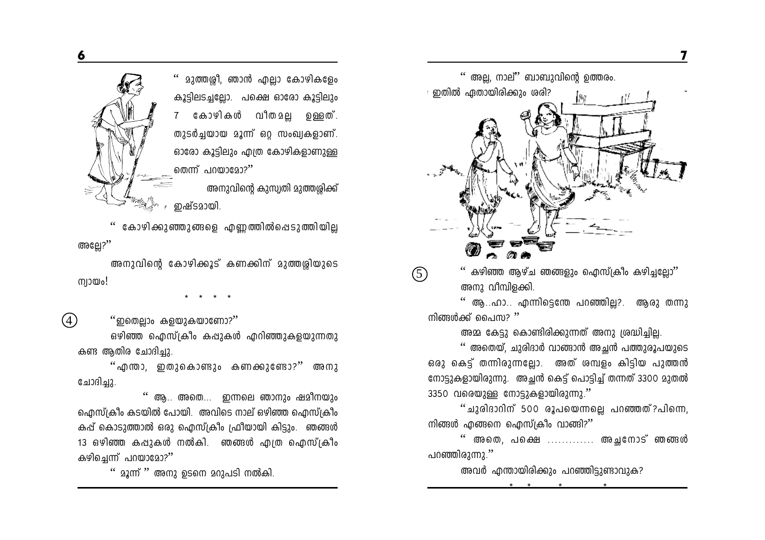" മുത്തശ്ശീ, ഞാൻ എല്ലാ കോഴികളേം കൂട്ടിലടച്ചല്ലോ. പക്ഷെ ഓരോ കൂട്ടിലും 7 കോഴികൾ വീതമല്ല ഉള്ളത്. തുടർച്ചയായ മൂന്ന് ഒറ്റ സംഖ്യകളാണ്. ഓരോ കൂട്ടിലും എത്ര കോഴികളാണുള്ള തെന്ന് പറയാമോ?"

അനുവിന്റെ കുസൃതി മുത്തശ്ശിക്ക് ഇഷ്ടമായി.

" കോഴിക്കുഞ്ഞുങ്ങളെ എണ്ണത്തിൽപ്പെടുത്തിയില്ല അല്ലേ?"

അനുവിന്റെ കോഴിക്കൂട് കണക്കിന് മുത്തശ്ശിയുടെ ന്യായം!

\* \* \* \*

(4) "ഇതെല്ലാം കളയുകയാണോ?"

ഒഴിഞ്ഞ ഐസ്ക്രീം കപ്പുകൾ എറിഞ്ഞുകളയുന്നതു കണ്ട ആതിര ചോദിച്ചു.

"എന്താ, ഇതുകൊണ്ടും കണക്കുണ്ടോ?" അനു ചോദിച്ചു.

" ആ.. അതെ... ഇന്നലെ ഞാനും ഷമീനയും ഐസ്ക്രീം കടയിൽ പോയി. അവിടെ നാല് ഒഴിഞ്ഞ ഐസ്ക്രീം കപ്പ് കൊടുത്താൽ ഒരു ഐസ്ക്രീം ഫ്രീയായി കിട്ടും. ഞങ്ങൾ 13 ഒഴിഞ്ഞ കപ്പുകൾ നൽകി. ഞങ്ങൾ എത്ര ഐസ്ക്രീം കഴിച്ചെന്ന് പറയാമോ?"

" മൂന്ന് " അനു ഉടനെ മറുപടി നൽകി.

" അല്ല, നാല്" ബാബുവിന്റെ ഉത്തരം.

ഇതിൽ ഏതായിരിക്കും ശരി?

(5) " കഴിഞ്ഞ ആഴ്ച ഞങ്ങളും ഐസ്ക്രീം കഴിച്ചല്ലോ" അനു വീമ്പിളക്കി.

" ആ..ഹാ.. എന്നിട്ടെന്തേ പറഞ്ഞില്ല?. ആരു തന്നു നിങ്ങൾക്ക് പൈസ? "

അമ്മ കേട്ടു കൊണ്ടിരിക്കുന്നത് അനു ശ്രദ്ധിച്ചില്ല.

" അതെയ്, ചുരിദാർ വാങ്ങാൻ അച്ഛൻ പത്തുരൂപയുടെ ഒരു കെട്ട് തന്നിരുന്നല്ലോ. അത് ശമ്പളം കിട്ടിയ പുത്തൻ നോട്ടുകളായിരുന്നു. അച്ഛൻ കെട്ട് പൊട്ടിച്ച് തന്നത് 3300 മുതൽ 3350 വരെയുള്ള നോട്ടുകളായിരുന്നു."

"ചുരിദാറിന് 500 രൂപയെന്നല്ലെ പറഞ്ഞത്?പിന്നെ, നിങ്ങൾ എങ്ങനെ ഐസ്ക്രീം വാങ്ങി?"

" അതെ, പക്ഷെ ............ അച്ഛനോട് ഞങ്ങൾ പറഞ്ഞിരുന്നു."

അവർ എന്തായിരിക്കും പറഞ്ഞിട്ടുണ്ടാവുക?

\* \* \* \*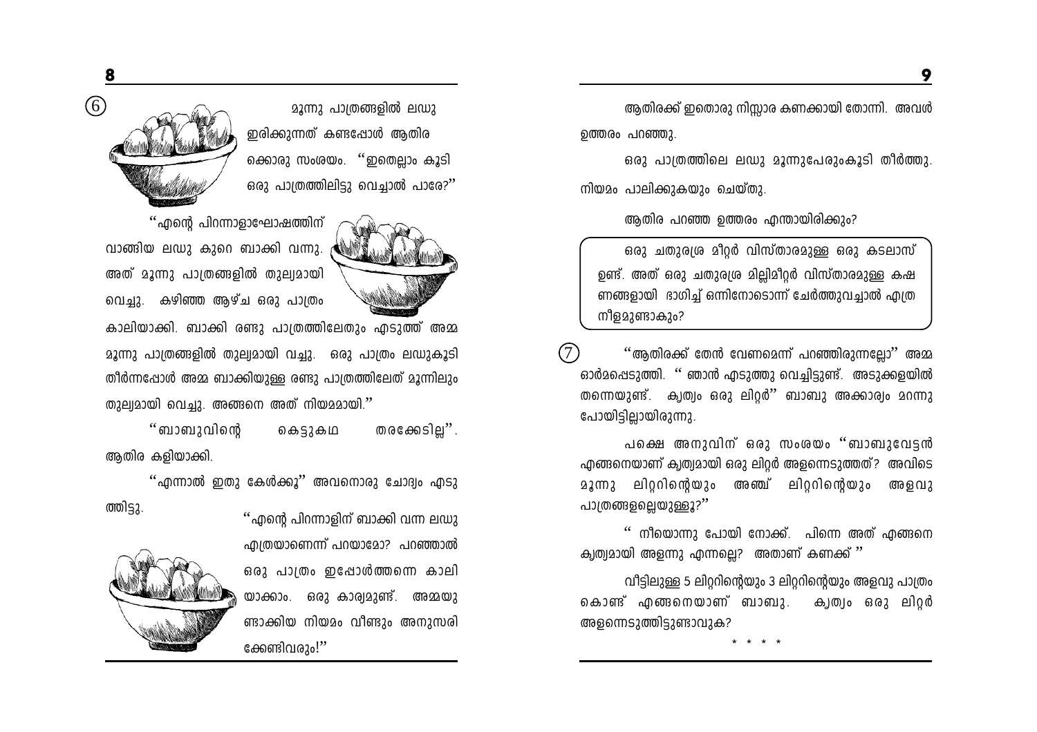(6) മൂന്നു പാത്രങ്ങളിൽ ലഡു ഇരിക്കുന്നത് കണ്ടപ്പോൾ ആതിരക്കൊരു സംശയം. "ഇതെല്ലാം കൂടി ഒരു പാത്രത്തിലിട്ടു വെച്ചാൽ പോരേ?"

"എന്റെ പിറന്നാളാഘോഷത്തിന് വാങ്ങിയ ലഡു കുറെ ബാക്കി വന്നു. അത് മൂന്നു പാത്രങ്ങളിൽ തുല്യമായി വെച്ചു. കഴിഞ്ഞ ആഴ്ച ഒരു പാത്രം കാലിയാക്കി. ബാക്കി രണ്ടു പാത്രത്തിലേതും എടുത്ത് അമ്മ മൂന്നു പാത്രങ്ങളിൽ തുല്യമായി വച്ചു. ഒരു പാത്രം ലഡുകൂടി തീർന്നപ്പോൾ അമ്മ ബാക്കിയുള്ള രണ്ടു പാത്രത്തിലേത് മൂന്നിലും തുല്യമായി വെച്ചു. അങ്ങനെ അത് നിയമമായി."

"ബാബുവിന്റെ കെട്ടുകഥ തരക്കേടില്ല". ആതിര കളിയാക്കി.

"എന്നാൽ ഇതു കേൾക്കൂ" അവനൊരു ചോദ്യം എടുത്തിട്ടു.

"എന്റെ പിറന്നാളിന് ബാക്കി വന്ന ലഡു എത്രയാണെന്ന് പറയാമോ? പറഞ്ഞാൽ ഒരു പാത്രം ഇപ്പോൾത്തന്നെ കാലിയാക്കാം. ഒരു കാര്യമുണ്ട്. അമ്മയുണ്ടാക്കിയ നിയമം വീണ്ടും അനുസരിക്കേണ്ടിവരും!"

ആതിരക്ക് ഇതൊരു നിസ്സാര കണക്കായി തോന്നി. അവൾ ഉത്തരം പറഞ്ഞു.

ഒരു പാത്രത്തിലെ ലഡു മൂന്നുപേരുംകൂടി തീർത്തു. നിയമം പാലിക്കുകയും ചെയ്തു.

ആതിര പറഞ്ഞ ഉത്തരം എന്തായിരിക്കും?

> ഒരു ചതുരശ്ര മീറ്റർ വിസ്താരമുള്ള ഒരു കടലാസ് ഉണ്ട്. അത് ഒരു ചതുരശ്ര മില്ലിമീറ്റർ വിസ്താരമുള്ള കഷണങ്ങളായി ഭാഗിച്ച് ഒന്നിനോടൊന്ന് ചേർത്തുവച്ചാൽ എത്ര നീളമുണ്ടാകും?

(7) "ആതിരക്ക് തേൻ വേണമെന്ന് പറഞ്ഞിരുന്നല്ലോ" അമ്മ ഓർമപ്പെടുത്തി. " ഞാൻ എടുത്തു വെച്ചിട്ടുണ്ട്. അടുക്കളയിൽ തന്നെയുണ്ട്. കൃത്യം ഒരു ലിറ്റർ" ബാബു അക്കാര്യം മറന്നു പോയിട്ടില്ലായിരുന്നു.

പക്ഷെ അനുവിന് ഒരു സംശയം "ബാബുവേട്ടൻ എങ്ങനെയാണ് കൃത്യമായി ഒരു ലിറ്റർ അളന്നെടുത്തത്? അവിടെ മൂന്നു ലിറ്ററിന്റെയും അഞ്ച് ലിറ്ററിന്റെയും അളവു പാത്രങ്ങളല്ലെയുള്ളൂ?"

" നീയൊന്നു പോയി നോക്ക്. പിന്നെ അത് എങ്ങനെ കൃത്യമായി അളന്നു എന്നല്ലെ? അതാണ് കണക്ക് "

വീട്ടിലുള്ള 5 ലിറ്ററിന്റെയും 3 ലിറ്ററിന്റെയും അളവു പാത്രം കൊണ്ട് എങ്ങനെയാണ് ബാബു. കൃത്യം ഒരു ലിറ്റർ അളന്നെടുത്തിട്ടുണ്ടാവുക?

\* \* \* \*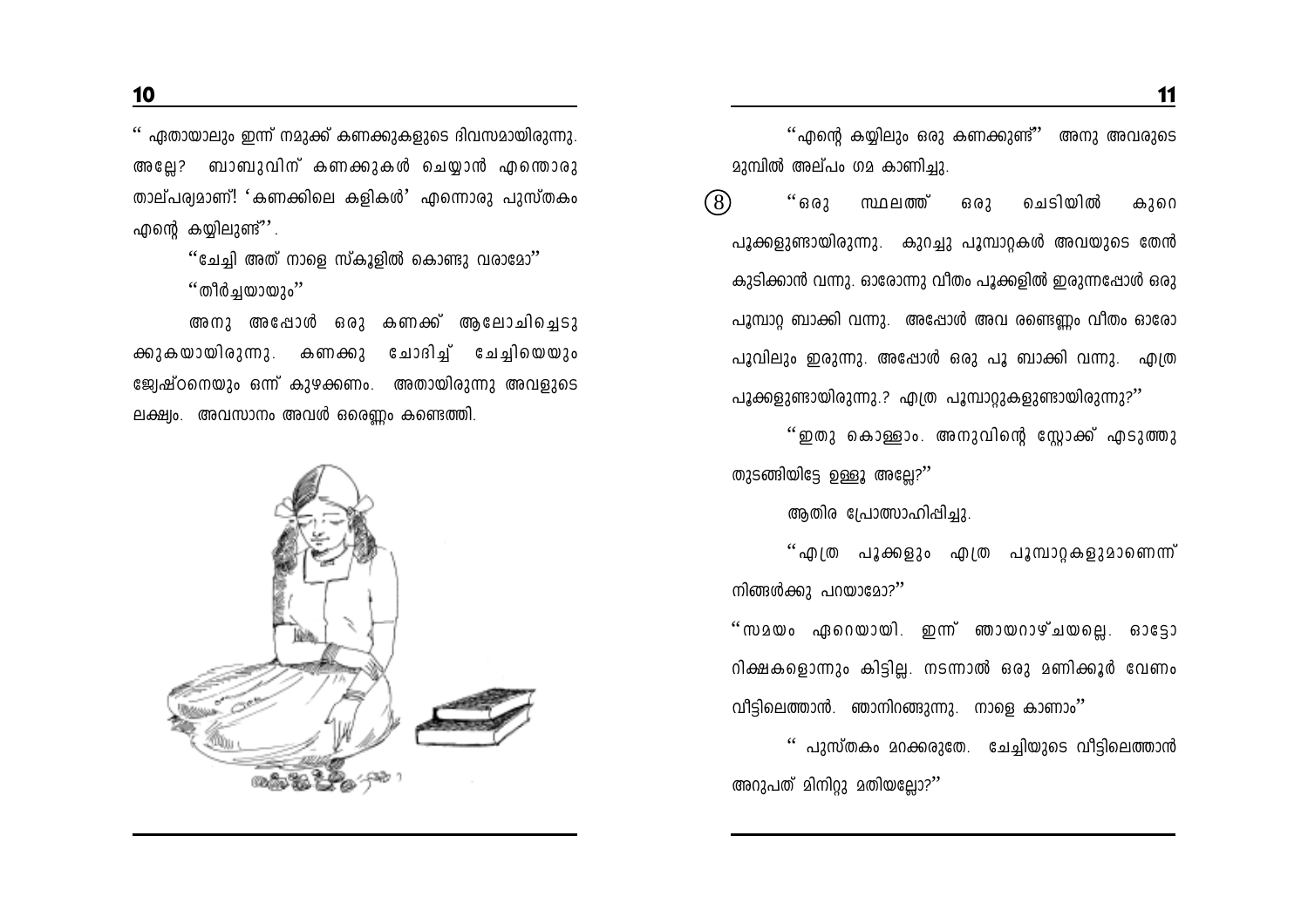" ഏതായാലും ഇന്ന് നമുക്ക് കണക്കുകളുടെ ദിവസമായിരുന്നു. അല്ലേ? ബാബുവിന് കണക്കുകൾ ചെയ്യാൻ എന്തൊരു താല്പര്യമാണ്! 'കണക്കിലെ കളികൾ' എന്നൊരു പുസ്തകം എന്റെ കയ്യിലുണ്ട്''.

"ചേച്ചി അത് നാളെ സ്കൂളിൽ കൊണ്ടു വരാമോ"

"തീർച്ചയായും"

അനു അപ്പോൾ ഒരു കണക്ക് ആലോചിച്ചെടുക്കുകയായിരുന്നു. കണക്കു ചോദിച്ച് ചേച്ചിയെയും ജ്യേഷ്ഠനെയും ഒന്ന് കുഴക്കണം. അതായിരുന്നു അവളുടെ ലക്ഷ്യം. അവസാനം അവൾ ഒരെണ്ണം കണ്ടെത്തി.

"എന്റെ കയ്യിലും ഒരു കണക്കുണ്ട്" അനു അവരുടെ മുമ്പിൽ അല്പം ഗമ കാണിച്ചു.

(8) "ഒരു സ്ഥലത്ത് ഒരു ചെടിയിൽ കുറെ പൂക്കളുണ്ടായിരുന്നു. കുറച്ചു പൂമ്പാറ്റകൾ അവയുടെ തേൻ കുടിക്കാൻ വന്നു. ഓരോന്നു വീതം പൂക്കളിൽ ഇരുന്നപ്പോൾ ഒരു പൂമ്പാറ്റ ബാക്കി വന്നു. അപ്പോൾ അവ രണ്ടെണ്ണം വീതം ഓരോ പൂവിലും ഇരുന്നു. അപ്പോൾ ഒരു പൂ ബാക്കി വന്നു. എത്ര പൂക്കളുണ്ടായിരുന്നു.? എത്ര പൂമ്പാറ്റുകളുണ്ടായിരുന്നു?"

"ഇതു കൊള്ളാം. അനുവിന്റെ സ്റ്റോക്ക് എടുത്തു തുടങ്ങിയിട്ടേ ഉള്ളൂ അല്ലേ?"

ആതിര പ്രോത്സാഹിപ്പിച്ചു.

"എത്ര പൂക്കളും എത്ര പൂമ്പാറ്റകളുമാണെന്ന് നിങ്ങൾക്കു പറയാമോ?"

"സമയം ഏറെയായി. ഇന്ന് ഞായറാഴ്ചയല്ലെ. ഓട്ടോറിക്ഷകളൊന്നും കിട്ടില്ല. നടന്നാൽ ഒരു മണിക്കൂർ വേണം വീട്ടിലെത്താൻ. ഞാനിറങ്ങുന്നു. നാളെ കാണാം"

" പുസ്തകം മറക്കരുതേ. ചേച്ചിയുടെ വീട്ടിലെത്താൻ അറുപത് മിനിറ്റു മതിയല്ലോ?"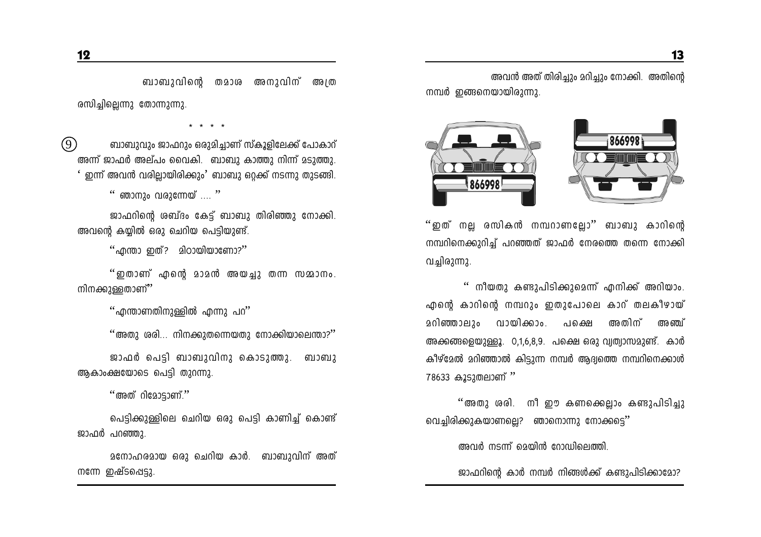ബാബുവിന്റെ തമാശ അനുവിന് അത്ര രസിച്ചില്ലെന്നു തോന്നുന്നു.

\* \* \* \*

(9) ബാബുവും ജാഫറും ഒരുമിച്ചാണ് സ്കൂളിലേക്ക് പോകാറ് അന്ന് ജാഫർ അല്പം വൈകി. ബാബു കാത്തു നിന്ന് മടുത്തു. ' ഇന്ന് അവൻ വരില്ലായിരിക്കും' ബാബു ഒറ്റക്ക് നടന്നു തുടങ്ങി.

" ഞാനും വരുന്നേയ് .... "

ജാഫറിന്റെ ശബ്ദം കേട്ട് ബാബു തിരിഞ്ഞു നോക്കി. അവന്റെ കയ്യിൽ ഒരു ചെറിയ പെട്ടിയുണ്ട്.

"എന്താ ഇത്? മിഠായിയാണോ?"

"ഇതാണ് എന്റെ മാമൻ അയച്ചു തന്ന സമ്മാനം. നിനക്കുള്ളതാണ്"

"എന്താണതിനുള്ളിൽ എന്നു പറ"

"അതു ശരി... നിനക്കുതന്നെയതു നോക്കിയാലെന്താ?"

ജാഫർ പെട്ടി ബാബുവിനു കൊടുത്തു. ബാബു ആകാംക്ഷയോടെ പെട്ടി തുറന്നു.

"അത് റിമോട്ടാണ്."

പെട്ടിക്കുള്ളിലെ ചെറിയ ഒരു പെട്ടി കാണിച്ച് കൊണ്ട് ജാഫർ പറഞ്ഞു.

മനോഹരമായ ഒരു ചെറിയ കാർ. ബാബുവിന് അത് നന്നേ ഇഷ്ടപ്പെട്ടു.

അവൻ അത് തിരിച്ചും മറിച്ചും നോക്കി. അതിന്റെ നമ്പർ ഇങ്ങനെയായിരുന്നു.

866998

"ഇത് നല്ല രസികൻ നമ്പറാണല്ലോ" ബാബു കാറിന്റെ നമ്പറിനെക്കുറിച്ച് പറഞ്ഞത് ജാഫർ നേരത്തെ തന്നെ നോക്കി വച്ചിരുന്നു.

" നീയതു കണ്ടുപിടിക്കുമെന്ന് എനിക്ക് അറിയാം. എന്റെ കാറിന്റെ നമ്പറും ഇതുപോലെ കാറ് തലകീഴായ് മറിഞ്ഞാലും വായിക്കാം. പക്ഷെ അതിന് അഞ്ച് അക്കങ്ങളെയുള്ളൂ. 0,1,6,8,9. പക്ഷെ ഒരു വ്യത്യാസമുണ്ട്. കാർ കീഴ്മേൽ മറിഞ്ഞാൽ കിട്ടുന്ന നമ്പർ ആദ്യത്തെ നമ്പറിനെക്കാൾ 78633 കൂടുതലാണ് "

"അതു ശരി. നീ ഈ കണക്കെല്ലാം കണ്ടുപിടിച്ചു വെച്ചിരിക്കുകയാണല്ലെ? ഞാനൊന്നു നോക്കട്ടെ"

അവർ നടന്ന് മെയിൻ റോഡിലെത്തി.

ജാഫറിന്റെ കാർ നമ്പർ നിങ്ങൾക്ക് കണ്ടുപിടിക്കാമോ?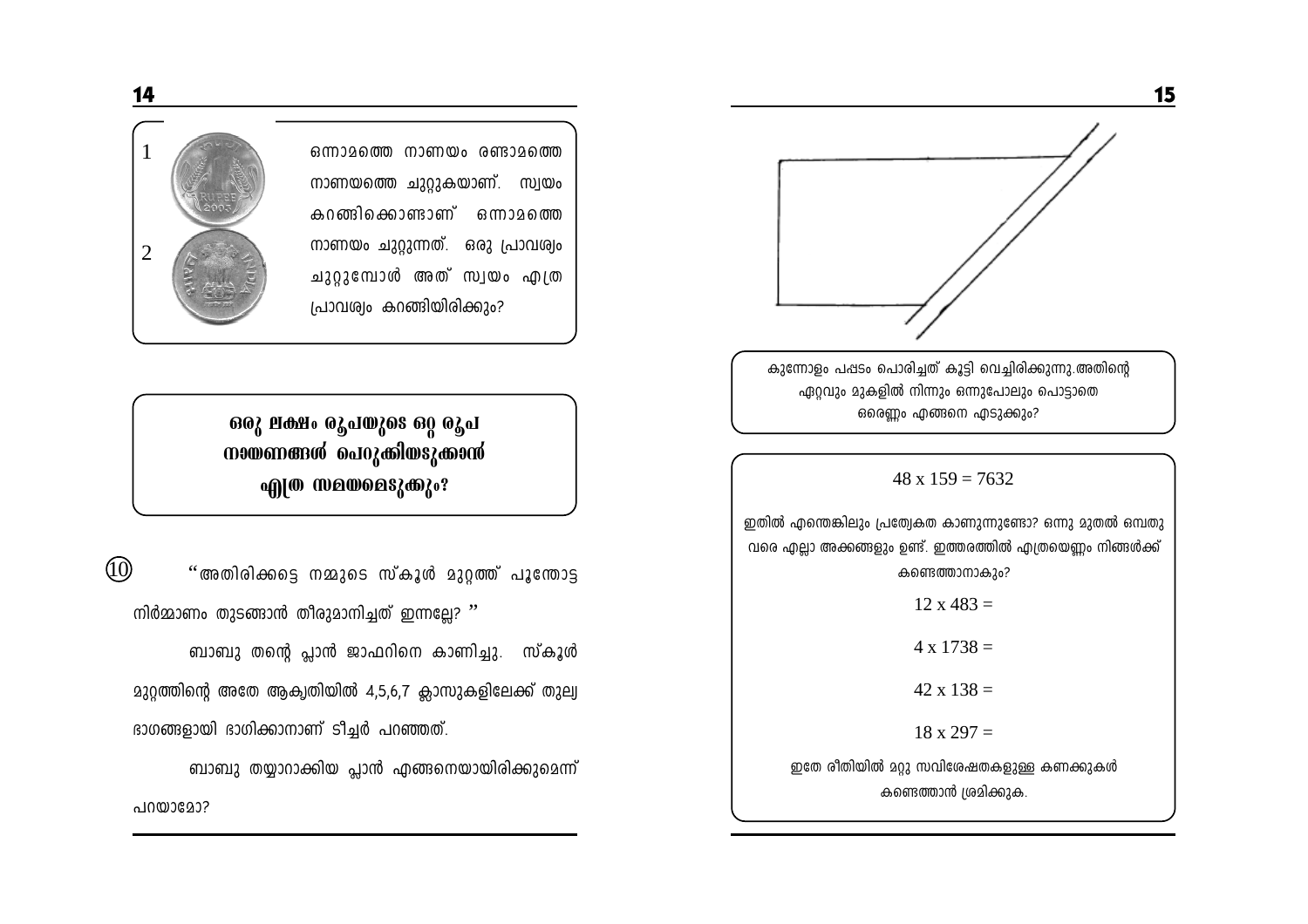1

2

ഒന്നാമത്തെ നാണയം രണ്ടാമത്തെ നാണയത്തെ ചുറ്റുകയാണ്. സ്വയം കറങ്ങിക്കൊണ്ടാണ് ഒന്നാമത്തെ നാണയം ചുറ്റുന്നത്. ഒരു പ്രാവശ്യം ചുറ്റുമ്പോൾ അത് സ്വയം എത്ര പ്രാവശ്യം കറങ്ങിയിരിക്കും?

**ഒരു ലക്ഷം രൂപയുടെ ഒറ്റ രൂപ നാണയങ്ങൾ പെറുക്കിയടുക്കാൻ എത്ര സമയമെടുക്കും?**

⑩ "അതിരിക്കട്ടെ നമ്മുടെ സ്കൂൾ മുറ്റത്ത് പൂന്തോട്ട നിർമ്മാണം തുടങ്ങാൻ തീരുമാനിച്ചത് ഇന്നല്ലേ? "

ബാബു തന്റെ പ്ലാൻ ജാഫറിനെ കാണിച്ചു. സ്കൂൾ മുറ്റത്തിന്റെ അതേ ആകൃതിയിൽ 4,5,6,7 ക്ലാസുകളിലേക്ക് തുല്യ ഭാഗങ്ങളായി ഭാഗിക്കാനാണ് ടീച്ചർ പറഞ്ഞത്.

ബാബു തയ്യാറാക്കിയ പ്ലാൻ എങ്ങനെയായിരിക്കുമെന്ന് പറയാമോ?

കുന്നോളം പപ്പടം പൊരിച്ചത് കൂട്ടി വെച്ചിരിക്കുന്നു.അതിന്റെ ഏറ്റവും മുകളിൽ നിന്നും ഒന്നുപോലും പൊട്ടാതെ ഒരെണ്ണം എങ്ങനെ എടുക്കും?

$48 \times 159 = 7632$

ഇതിൽ എന്തെങ്കിലും പ്രത്യേകത കാണുന്നുണ്ടോ? ഒന്നു മുതൽ ഒമ്പതു വരെ എല്ലാ അക്കങ്ങളും ഉണ്ട്. ഇത്തരത്തിൽ എത്രയെണ്ണം നിങ്ങൾക്ക് കണ്ടെത്താനാകും?

$12 \times 483 =$

$4 \times 1738 =$

$42 \times 138 =$

$18 \times 297 =$

ഇതേ രീതിയിൽ മറ്റു സവിശേഷതകളുള്ള കണക്കുകൾ കണ്ടെത്താൻ ശ്രമിക്കുക.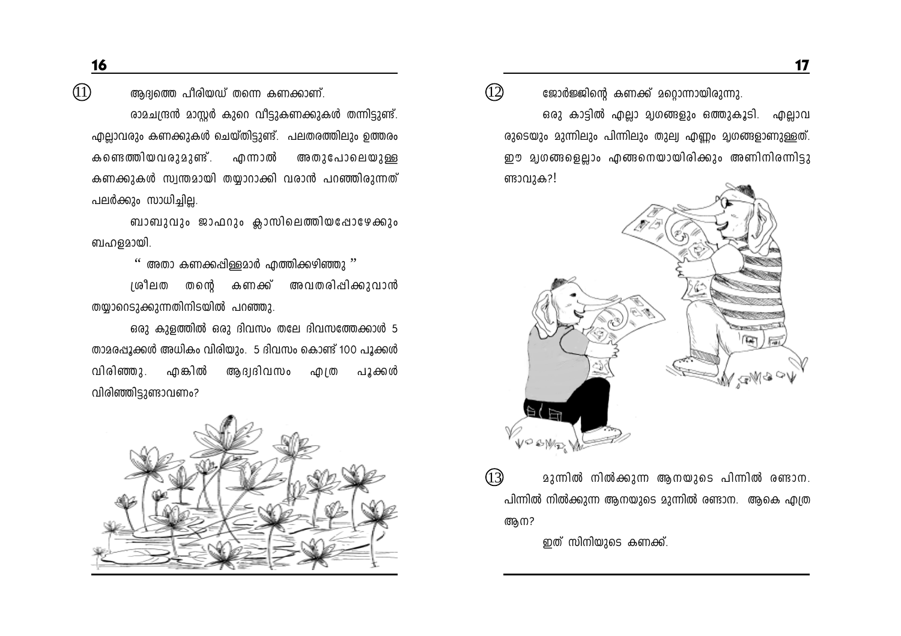(11) ആദ്യത്തെ പീരിയഡ് തന്നെ കണക്കാണ്.

രാമചന്ദ്രൻ മാസ്റ്റർ കുറെ വീട്ടുകണക്കുകൾ തന്നിട്ടുണ്ട്. എല്ലാവരും കണക്കുകൾ ചെയ്തിട്ടുണ്ട്. പലതരത്തിലും ഉത്തരം കണ്ടെത്തിയവരുമുണ്ട്. എന്നാൽ അതുപോലെയുള്ള കണക്കുകൾ സ്വന്തമായി തയ്യാറാക്കി വരാൻ പറഞ്ഞിരുന്നത് പലർക്കും സാധിച്ചില്ല.

ബാബുവും ജാഫറും ക്ലാസിലെത്തിയപ്പോഴേക്കും ബഹളമായി.

" അതാ കണക്കപ്പിള്ളമാർ എത്തിക്കഴിഞ്ഞു "

ശ്രീലത തന്റെ കണക്ക് അവതരിപ്പിക്കുവാൻ തയ്യാറെടുക്കുന്നതിനിടയിൽ പറഞ്ഞു.

ഒരു കുളത്തിൽ ഒരു ദിവസം തലേ ദിവസത്തേക്കാൾ 5 താമരപ്പൂക്കൾ അധികം വിരിയും. 5 ദിവസം കൊണ്ട് 100 പൂക്കൾ വിരിഞ്ഞു. എങ്കിൽ ആദ്യദിവസം എത്ര പൂക്കൾ വിരിഞ്ഞിട്ടുണ്ടാവണം?

(12) ജോർജ്ജിന്റെ കണക്ക് മറ്റൊന്നായിരുന്നു.

ഒരു കാട്ടിൽ എല്ലാ മൃഗങ്ങളും ഒത്തുകൂടി. എല്ലാവരുടെയും മുന്നിലും പിന്നിലും തുല്യ എണ്ണം മൃഗങ്ങളാണുള്ളത്. ഈ മൃഗങ്ങളെല്ലാം എങ്ങനെയായിരിക്കും അണിനിരന്നിട്ടുണ്ടാവുക?!

(13) മുന്നിൽ നിൽക്കുന്ന ആനയുടെ പിന്നിൽ രണ്ടാന. പിന്നിൽ നിൽക്കുന്ന ആനയുടെ മുന്നിൽ രണ്ടാന. ആകെ എത്ര ആന?

ഇത് സിനിയുടെ കണക്ക്.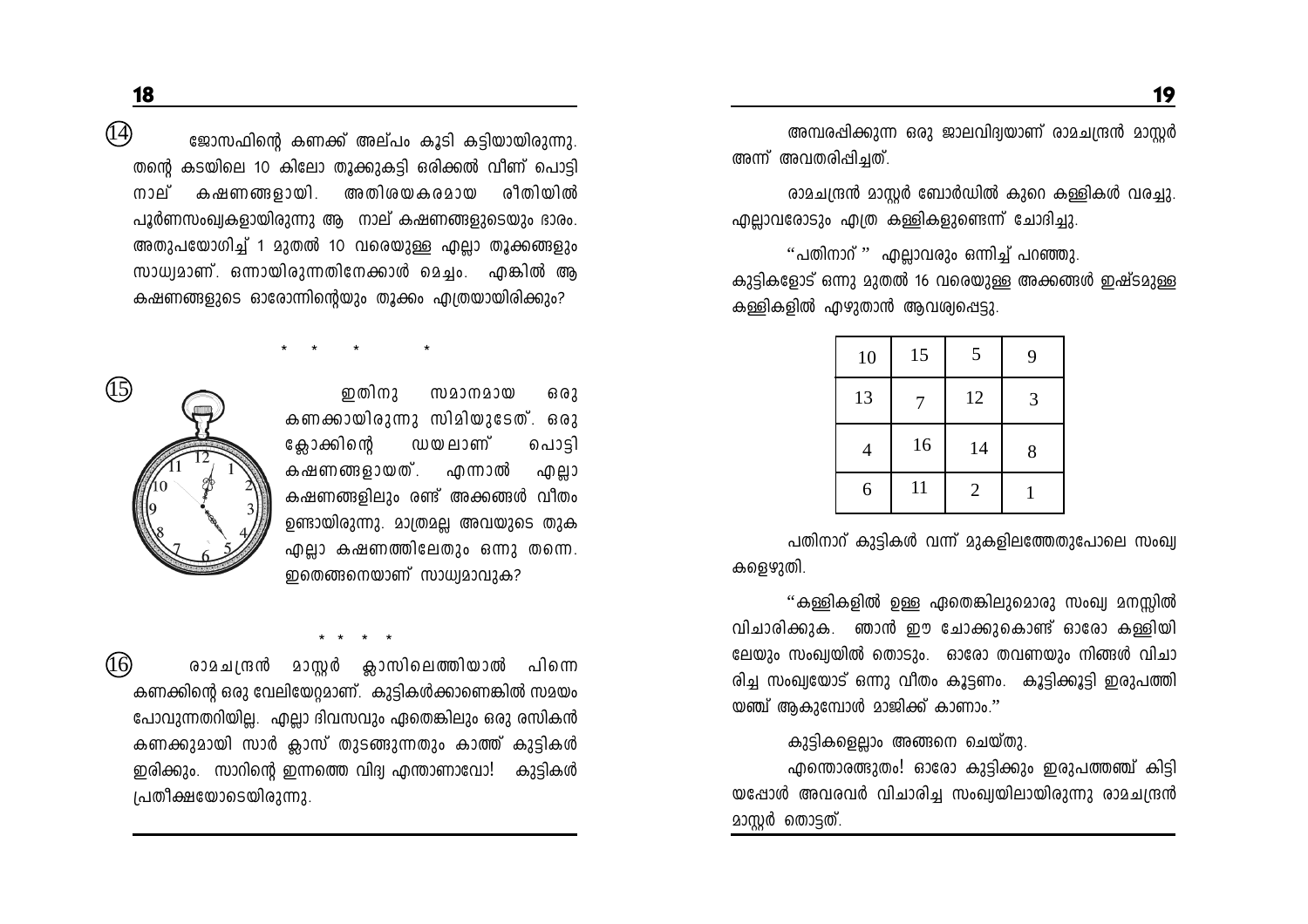(14) ജോസഫിന്റെ കണക്ക് അല്പം കൂടി കട്ടിയായിരുന്നു. തന്റെ കടയിലെ 10 കിലോ തൂക്കുകട്ടി ഒരിക്കൽ വീണ് പൊട്ടി നാല് കഷണങ്ങളായി. അതിശയകരമായ രീതിയിൽ പൂർണസംഖ്യകളായിരുന്നു ആ നാല് കഷണങ്ങളുടെയും ഭാരം. അതുപയോഗിച്ച് 1 മുതൽ 10 വരെയുള്ള എല്ലാ തൂക്കങ്ങളും സാധ്യമാണ്. ഒന്നായിരുന്നതിനേക്കാൾ മെച്ചം. എങ്കിൽ ആ കഷണങ്ങളുടെ ഓരോന്നിന്റെയും തൂക്കം എത്രയായിരിക്കും?

\* \* \* \*

(15) ഇതിനു സമാനമായ ഒരു കണക്കായിരുന്നു സിമിയുടേത്. ഒരു ക്ലോക്കിന്റെ ഡയലാണ് പൊട്ടി കഷണങ്ങളായത്. എന്നാൽ എല്ലാ കഷണങ്ങളിലും രണ്ട് അക്കങ്ങൾ വീതം ഉണ്ടായിരുന്നു. മാത്രമല്ല അവയുടെ തുക എല്ലാ കഷണത്തിലേതും ഒന്നു തന്നെ. ഇതെങ്ങനെയാണ് സാധ്യമാവുക?

\* \* \* \*

(16) രാമചന്ദ്രൻ മാസ്റ്റർ ക്ലാസിലെത്തിയാൽ പിന്നെ കണക്കിന്റെ ഒരു വേലിയേറ്റമാണ്. കുട്ടികൾക്കാണെങ്കിൽ സമയം പോവുന്നതറിയില്ല. എല്ലാ ദിവസവും ഏതെങ്കിലും ഒരു രസികൻ കണക്കുമായി സാർ ക്ലാസ് തുടങ്ങുന്നതും കാത്ത് കുട്ടികൾ ഇരിക്കും. സാറിന്റെ ഇന്നത്തെ വിദ്യ എന്താണാവോ! കുട്ടികൾ പ്രതീക്ഷയോടെയിരുന്നു.

അമ്പരപ്പിക്കുന്ന ഒരു ജാലവിദ്യയാണ് രാമചന്ദ്രൻ മാസ്റ്റർ അന്ന് അവതരിപ്പിച്ചത്.

രാമചന്ദ്രൻ മാസ്റ്റർ ബോർഡിൽ കുറെ കള്ളികൾ വരച്ചു. എല്ലാവരോടും എത്ര കള്ളികളുണ്ടെന്ന് ചോദിച്ചു.

"പതിനാറ് " എല്ലാവരും ഒന്നിച്ച് പറഞ്ഞു.
കുട്ടികളോട് ഒന്നു മുതൽ 16 വരെയുള്ള അക്കങ്ങൾ ഇഷ്ടമുള്ള കള്ളികളിൽ എഴുതാൻ ആവശ്യപ്പെട്ടു.

| 10 | 15 | 5 | 9 |
|---|---|---|---|
| 13 | 7 | 12 | 3 |
| 4 | 16 | 14 | 8 |
| 6 | 11 | 2 | 1 |

പതിനാറ് കുട്ടികൾ വന്ന് മുകളിലത്തേതുപോലെ സംഖ്യകളെഴുതി.

"കള്ളികളിൽ ഉള്ള ഏതെങ്കിലുമൊരു സംഖ്യ മനസ്സിൽ വിചാരിക്കുക. ഞാൻ ഈ ചോക്കുകൊണ്ട് ഓരോ കള്ളിയിലേയും സംഖ്യയിൽ തൊടും. ഓരോ തവണയും നിങ്ങൾ വിചാരിച്ച സംഖ്യയോട് ഒന്നു വീതം കൂട്ടണം. കൂട്ടിക്കൂട്ടി ഇരുപത്തിയഞ്ച് ആകുമ്പോൾ മാജിക്ക് കാണാം."

കുട്ടികളെല്ലാം അങ്ങനെ ചെയ്തു.

എന്തൊരത്ഭുതം! ഓരോ കുട്ടിക്കും ഇരുപത്തഞ്ച് കിട്ടിയപ്പോൾ അവരവർ വിചാരിച്ച സംഖ്യയിലായിരുന്നു രാമചന്ദ്രൻ മാസ്റ്റർ തൊട്ടത്.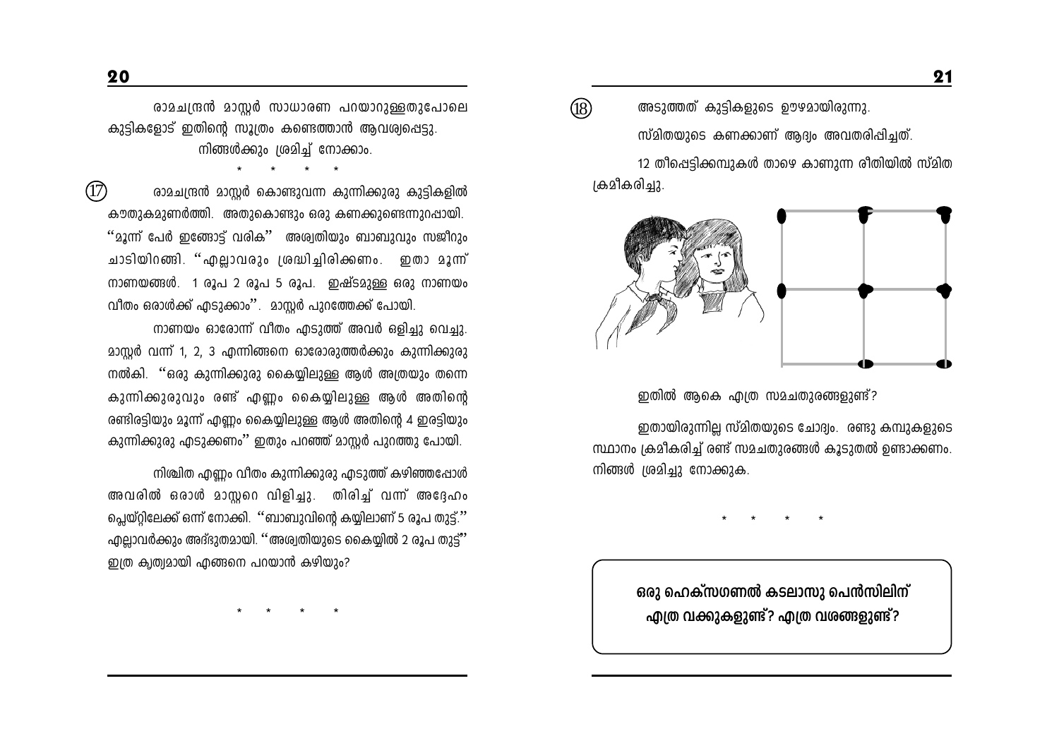രാമചന്ദ്രൻ മാസ്റ്റർ സാധാരണ പറയാറുള്ളതുപോലെ കുട്ടികളോട് ഇതിന്റെ സൂത്രം കണ്ടെത്താൻ ആവശ്യപ്പെട്ടു. നിങ്ങൾക്കും ശ്രമിച്ച് നോക്കാം.

\* \* \* \*

(17) രാമചന്ദ്രൻ മാസ്റ്റർ കൊണ്ടുവന്ന കുന്നിക്കുരു കുട്ടികളിൽ കൗതുകമുണർത്തി. അതുകൊണ്ടും ഒരു കണക്കുണ്ടെന്നുറപ്പായി. "മൂന്ന് പേർ ഇങ്ങോട്ട് വരിക" അശ്വതിയും ബാബുവും സജീറും ചാടിയിറങ്ങി. "എല്ലാവരും ശ്രദ്ധിച്ചിരിക്കണം. ഇതാ മൂന്ന് നാണയങ്ങൾ. 1 രൂപ 2 രൂപ 5 രൂപ. ഇഷ്ടമുള്ള ഒരു നാണയം വീതം ഒരാൾക്ക് എടുക്കാം". മാസ്റ്റർ പുറത്തേക്ക് പോയി.

നാണയം ഓരോന്ന് വീതം എടുത്ത് അവർ ഒളിച്ചു വെച്ചു. മാസ്റ്റർ വന്ന് 1, 2, 3 എന്നിങ്ങനെ ഓരോരുത്തർക്കും കുന്നിക്കുരു നൽകി. "ഒരു കുന്നിക്കുരു കൈയ്യിലുള്ള ആൾ അത്രയും തന്നെ കുന്നിക്കുരുവും രണ്ട് എണ്ണം കൈയ്യിലുള്ള ആൾ അതിന്റെ രണ്ടിരട്ടിയും മൂന്ന് എണ്ണം കൈയ്യിലുള്ള ആൾ അതിന്റെ 4 ഇരട്ടിയും കുന്നിക്കുരു എടുക്കണം" ഇതും പറഞ്ഞ് മാസ്റ്റർ പുറത്തു പോയി.

നിശ്ചിത എണ്ണം വീതം കുന്നിക്കുരു എടുത്ത് കഴിഞ്ഞപ്പോൾ അവരിൽ ഒരാൾ മാസ്റ്ററെ വിളിച്ചു. തിരിച്ച് വന്ന് അദ്ദേഹം പ്ലെയ്റ്റിലേക്ക് ഒന്ന് നോക്കി. "ബാബുവിന്റെ കയ്യിലാണ് 5 രൂപ തുട്ട്." എല്ലാവർക്കും അദ്ഭുതമായി. "അശ്വതിയുടെ കൈയ്യിൽ 2 രൂപ തുട്ട്" ഇത്ര കൃത്യമായി എങ്ങനെ പറയാൻ കഴിയും?

\* \* \* \*

(18) അടുത്തത് കുട്ടികളുടെ ഊഴമായിരുന്നു.

സ്മിതയുടെ കണക്കാണ് ആദ്യം അവതരിപ്പിച്ചത്.

12 തീപ്പെട്ടിക്കമ്പുകൾ താഴെ കാണുന്ന രീതിയിൽ സ്മിത ക്രമീകരിച്ചു.

ഇതിൽ ആകെ എത്ര സമചതുരങ്ങളുണ്ട്?

ഇതായിരുന്നില്ല സ്മിതയുടെ ചോദ്യം. രണ്ടു കമ്പുകളുടെ സ്ഥാനം ക്രമീകരിച്ച് രണ്ട് സമചതുരങ്ങൾ കൂടുതൽ ഉണ്ടാക്കണം. നിങ്ങൾ ശ്രമിച്ചു നോക്കുക.

\* \* \* \*

**ഒരു ഹെക്സഗണൽ കടലാസു പെൻസിലിന് എത്ര വക്കുകളുണ്ട്? എത്ര വശങ്ങളുണ്ട്?**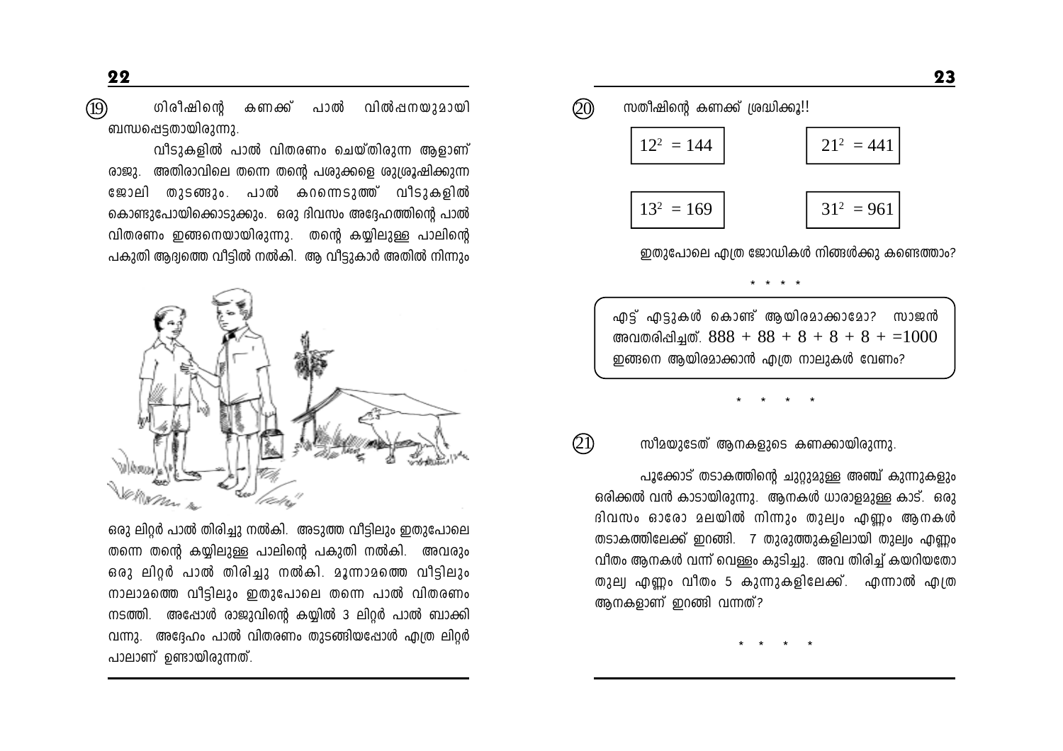(19) ഗിരീഷിന്റെ കണക്ക് പാൽ വിൽപ്പനയുമായി ബന്ധപ്പെട്ടതായിരുന്നു.

വീടുകളിൽ പാൽ വിതരണം ചെയ്തിരുന്ന ആളാണ് രാജു. അതിരാവിലെ തന്നെ തന്റെ പശുക്കളെ ശുശ്രൂഷിക്കുന്ന ജോലി തുടങ്ങും. പാൽ കറന്നെടുത്ത് വീടുകളിൽ കൊണ്ടുപോയിക്കൊടുക്കും. ഒരു ദിവസം അദ്ദേഹത്തിന്റെ പാൽ വിതരണം ഇങ്ങനെയായിരുന്നു. തന്റെ കയ്യിലുള്ള പാലിന്റെ പകുതി ആദ്യത്തെ വീട്ടിൽ നൽകി. ആ വീട്ടുകാർ അതിൽ നിന്നും ഒരു ലിറ്റർ പാൽ തിരിച്ചു നൽകി. അടുത്ത വീട്ടിലും ഇതുപോലെ തന്നെ തന്റെ കയ്യിലുള്ള പാലിന്റെ പകുതി നൽകി. അവരും ഒരു ലിറ്റർ പാൽ തിരിച്ചു നൽകി. മൂന്നാമത്തെ വീട്ടിലും നാലാമത്തെ വീട്ടിലും ഇതുപോലെ തന്നെ പാൽ വിതരണം നടത്തി. അപ്പോൾ രാജുവിന്റെ കയ്യിൽ 3 ലിറ്റർ പാൽ ബാക്കി വന്നു. അദ്ദേഹം പാൽ വിതരണം തുടങ്ങിയപ്പോൾ എത്ര ലിറ്റർ പാലാണ് ഉണ്ടായിരുന്നത്.

(20) സതീഷിന്റെ കണക്ക് ശ്രദ്ധിക്കൂ!!

$12^2 = 144$ &nbsp;&nbsp;&nbsp; $21^2 = 441$

$13^2 = 169$ &nbsp;&nbsp;&nbsp; $31^2 = 961$

ഇതുപോലെ എത്ര ജോഡികൾ നിങ്ങൾക്കു കണ്ടെത്താം?

\* \* \* \*

എട്ട് എട്ടുകൾ കൊണ്ട് ആയിരമാക്കാമോ? സാജൻ അവതരിപ്പിച്ചത്. $888 + 88 + 8 + 8 + 8 + =1000$
ഇങ്ങനെ ആയിരമാക്കാൻ എത്ര നാലുകൾ വേണം?

\* \* \* \*

(21) സീമയുടേത് ആനകളുടെ കണക്കായിരുന്നു.

പൂക്കോട് തടാകത്തിന്റെ ചുറ്റുമുള്ള അഞ്ച് കുന്നുകളും ഒരിക്കൽ വൻ കാടായിരുന്നു. ആനകൾ ധാരാളമുള്ള കാട്. ഒരു ദിവസം ഓരോ മലയിൽ നിന്നും തുല്യം എണ്ണം ആനകൾ തടാകത്തിലേക്ക് ഇറങ്ങി. 7 തുരുത്തുകളിലായി തുല്യം എണ്ണം വീതം ആനകൾ വന്ന് വെള്ളം കുടിച്ചു. അവ തിരിച്ച് കയറിയതോ തുല്യ എണ്ണം വീതം 5 കുന്നുകളിലേക്ക്. എന്നാൽ എത്ര ആനകളാണ് ഇറങ്ങി വന്നത്?

\* \* \* \*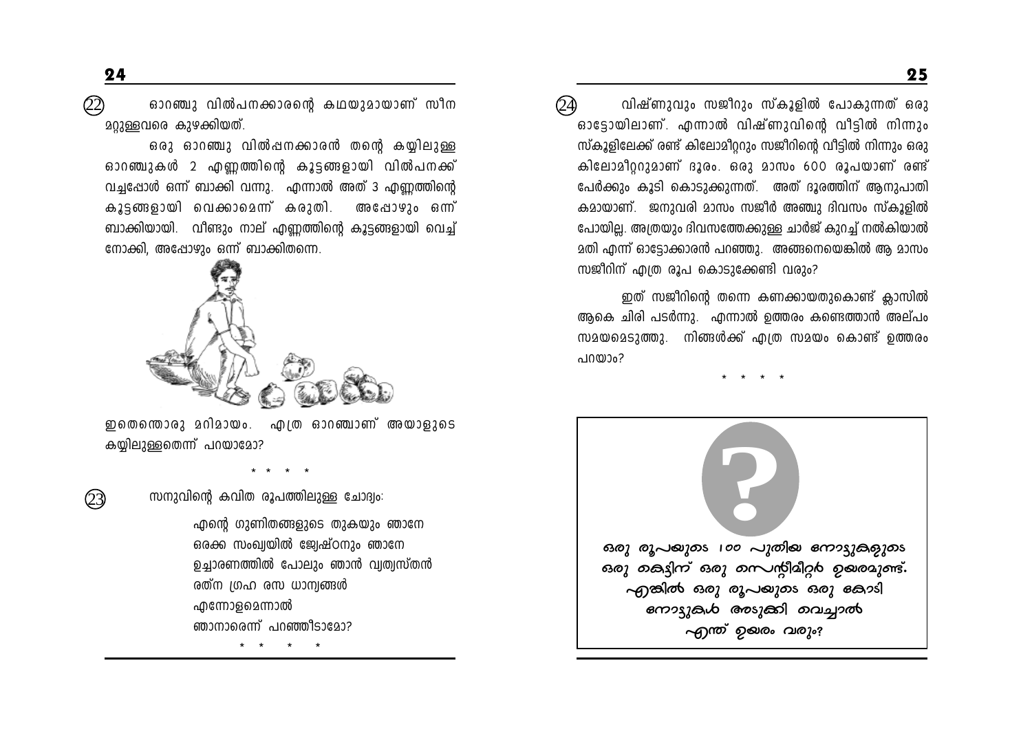(22) ഓറഞ്ചു വിൽപനക്കാരന്റെ കഥയുമായാണ് സീന മറ്റുള്ളവരെ കുഴക്കിയത്.

ഒരു ഓറഞ്ചു വിൽപ്പനക്കാരൻ തന്റെ കയ്യിലുള്ള ഓറഞ്ചുകൾ 2 എണ്ണത്തിന്റെ കൂട്ടങ്ങളായി വിൽപനക്ക് വച്ചപ്പോൾ ഒന്ന് ബാക്കി വന്നു. എന്നാൽ അത് 3 എണ്ണത്തിന്റെ കൂട്ടങ്ങളായി വെക്കാമെന്ന് കരുതി. അപ്പോഴും ഒന്ന് ബാക്കിയായി. വീണ്ടും നാല് എണ്ണത്തിന്റെ കൂട്ടങ്ങളായി വെച്ച് നോക്കി, അപ്പോഴും ഒന്ന് ബാക്കിതന്നെ.

ഇതെന്തൊരു മറിമായം. എത്ര ഓറഞ്ചാണ് അയാളുടെ കയ്യിലുള്ളതെന്ന് പറയാമോ?

\* \* \* \*

(23) സനുവിന്റെ കവിത രൂപത്തിലുള്ള ചോദ്യം:

> എന്റെ ഗുണിതങ്ങളുടെ തുകയും ഞാനേ
> ഒരക്ക സംഖ്യയിൽ ജ്യേഷ്ഠനും ഞാനേ
> ഉച്ചാരണത്തിൽ പോലും ഞാൻ വ്യത്യസ്തൻ
> രത്ന ഗ്രഹ രസ ധാന്യങ്ങൾ
> എന്നോളമെന്നാൽ
> ഞാനാരെന്ന് പറഞ്ഞീടാമോ?

\* \* \* \*

(24) വിഷ്ണുവും സജീറും സ്കൂളിൽ പോകുന്നത് ഒരു ഓട്ടോയിലാണ്. എന്നാൽ വിഷ്ണുവിന്റെ വീട്ടിൽ നിന്നും സ്കൂളിലേക്ക് രണ്ട് കിലോമീറ്ററും സജീറിന്റെ വീട്ടിൽ നിന്നും ഒരു കിലോമീറ്ററുമാണ് ദൂരം. ഒരു മാസം 600 രൂപയാണ് രണ്ട് പേർക്കും കൂടി കൊടുക്കുന്നത്. അത് ദൂരത്തിന് ആനുപാതികമായാണ്. ജനുവരി മാസം സജീർ അഞ്ചു ദിവസം സ്കൂളിൽ പോയില്ല. അത്രയും ദിവസത്തേക്കുള്ള ചാർജ് കുറച്ച് നൽകിയാൽ മതി എന്ന് ഓട്ടോക്കാരൻ പറഞ്ഞു. അങ്ങനെയെങ്കിൽ ആ മാസം സജീറിന് എത്ര രൂപ കൊടുക്കേണ്ടി വരും?

ഇത് സജീറിന്റെ തന്നെ കണക്കായതുകൊണ്ട് ക്ലാസിൽ ആകെ ചിരി പടർന്നു. എന്നാൽ ഉത്തരം കണ്ടെത്താൻ അല്പം സമയമെടുത്തു. നിങ്ങൾക്ക് എത്ര സമയം കൊണ്ട് ഉത്തരം പറയാം?

\* \* \* \*

?

ഒരു രൂപയുടെ 100 പുതിയ നോട്ടുകളുടെ ഒരു കെട്ടിന് ഒരു സെന്റിമീറ്റർ ഉയരമുണ്ട്. എങ്കിൽ ഒരു രൂപയുടെ ഒരു കോടി നോട്ടുകൾ അടുക്കി വെച്ചാൽ എന്ത് ഉയരം വരും?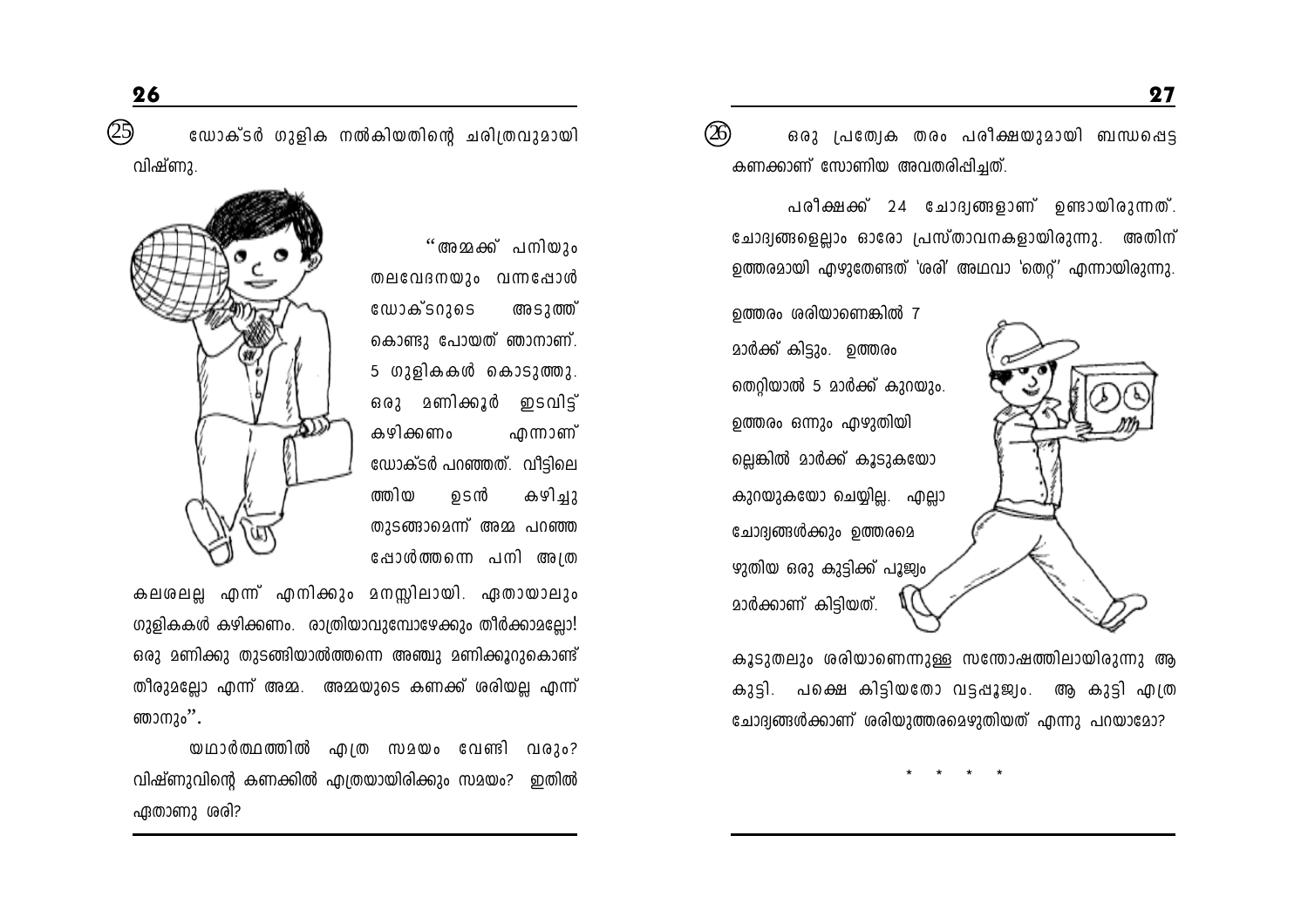(25) ഡോക്ടർ ഗുളിക നൽകിയതിന്റെ ചരിത്രവുമായി വിഷ്ണു.

"അമ്മക്ക് പനിയും തലവേദനയും വന്നപ്പോൾ ഡോക്ടറുടെ അടുത്ത് കൊണ്ടു പോയത് ഞാനാണ്. 5 ഗുളികകൾ കൊടുത്തു. ഒരു മണിക്കൂർ ഇടവിട്ട് കഴിക്കണം എന്നാണ് ഡോക്ടർ പറഞ്ഞത്. വീട്ടിലെത്തിയ ഉടൻ കഴിച്ചു തുടങ്ങാമെന്ന് അമ്മ പറഞ്ഞപ്പോൾത്തന്നെ പനി അത്ര കലശലല്ല എന്ന് എനിക്കും മനസ്സിലായി. ഏതായാലും ഗുളികകൾ കഴിക്കണം. രാത്രിയാവുമ്പോഴേക്കും തീർക്കാമല്ലോ! ഒരു മണിക്കു തുടങ്ങിയാൽത്തന്നെ അഞ്ചു മണിക്കൂറുകൊണ്ട് തീരുമല്ലോ എന്ന് അമ്മ. അമ്മയുടെ കണക്ക് ശരിയല്ല എന്ന് ഞാനും".

യഥാർത്ഥത്തിൽ എത്ര സമയം വേണ്ടി വരും? വിഷ്ണുവിന്റെ കണക്കിൽ എത്രയായിരിക്കും സമയം? ഇതിൽ ഏതാണു ശരി?

(26) ഒരു പ്രത്യേക തരം പരീക്ഷയുമായി ബന്ധപ്പെട്ട കണക്കാണ് സോണിയ അവതരിപ്പിച്ചത്.

പരീക്ഷക്ക് 24 ചോദ്യങ്ങളാണ് ഉണ്ടായിരുന്നത്. ചോദ്യങ്ങളെല്ലാം ഓരോ പ്രസ്താവനകളായിരുന്നു. അതിന് ഉത്തരമായി എഴുതേണ്ടത് 'ശരി' അഥവാ 'തെറ്റ്' എന്നായിരുന്നു.

ഉത്തരം ശരിയാണെങ്കിൽ 7 മാർക്ക് കിട്ടും. ഉത്തരം തെറ്റിയാൽ 5 മാർക്ക് കുറയും. ഉത്തരം ഒന്നും എഴുതിയില്ലെങ്കിൽ മാർക്ക് കൂടുകയോ കുറയുകയോ ചെയ്യില്ല. എല്ലാ ചോദ്യങ്ങൾക്കും ഉത്തരമെഴുതിയ ഒരു കുട്ടിക്ക് പൂജ്യം മാർക്കാണ് കിട്ടിയത്.

കൂടുതലും ശരിയാണെന്നുള്ള സന്തോഷത്തിലായിരുന്നു ആ കുട്ടി. പക്ഷെ കിട്ടിയതോ വട്ടപ്പൂജ്യം. ആ കുട്ടി എത്ര ചോദ്യങ്ങൾക്കാണ് ശരിയുത്തരമെഴുതിയത് എന്നു പറയാമോ?

\* \* \* \*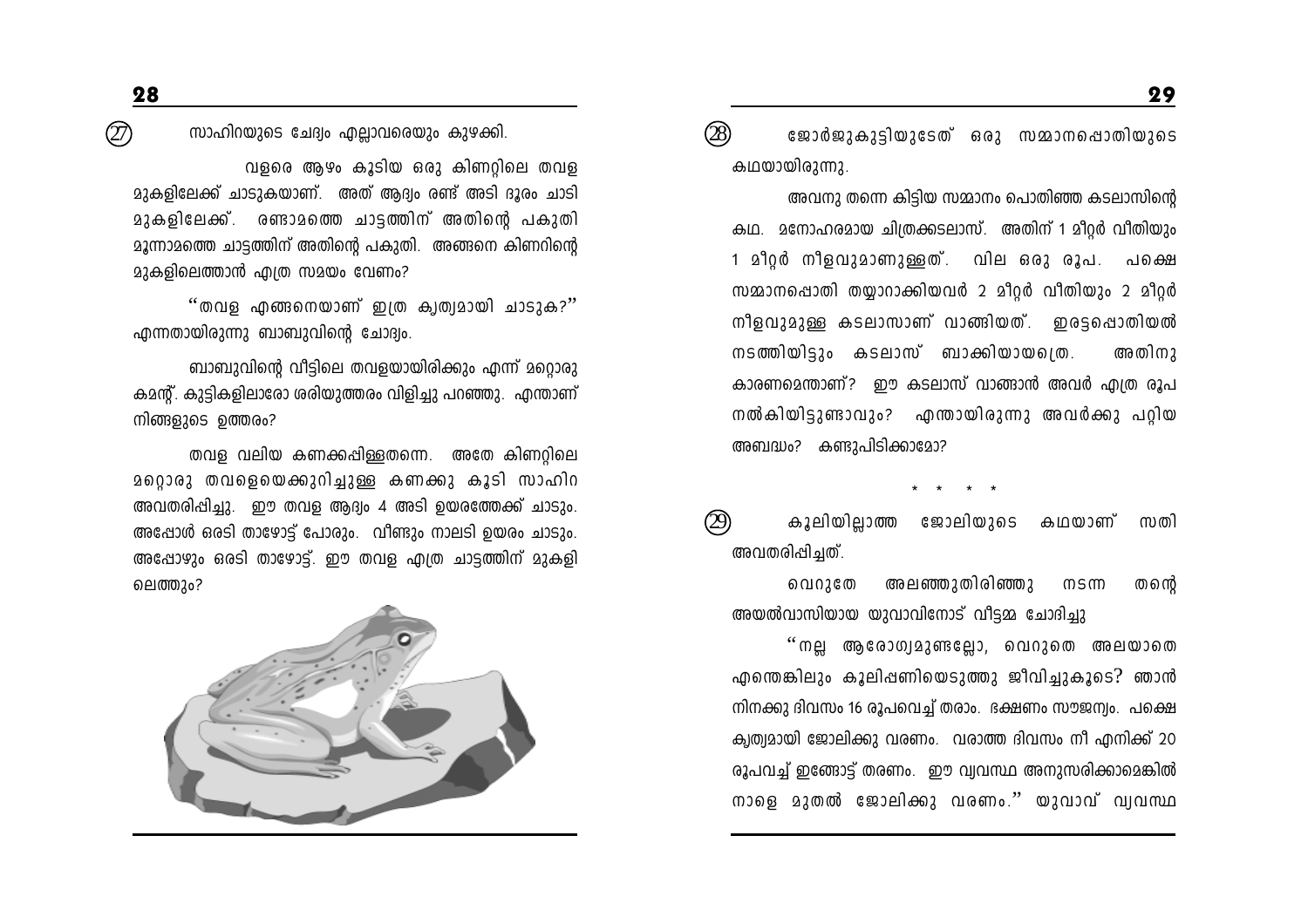(27) സാഹിറയുടെ ചോദ്യം എല്ലാവരെയും കുഴക്കി.

വളരെ ആഴം കൂടിയ ഒരു കിണറ്റിലെ തവള മുകളിലേക്ക് ചാടുകയാണ്. അത് ആദ്യം രണ്ട് അടി ദൂരം ചാടി മുകളിലേക്ക്. രണ്ടാമത്തെ ചാട്ടത്തിന് അതിന്റെ പകുതി മൂന്നാമത്തെ ചാട്ടത്തിന് അതിന്റെ പകുതി. അങ്ങനെ കിണറിന്റെ മുകളിലെത്താൻ എത്ര സമയം വേണം?

"തവള എങ്ങനെയാണ് ഇത്ര കൃത്യമായി ചാടുക?" എന്നതായിരുന്നു ബാബുവിന്റെ ചോദ്യം.

ബാബുവിന്റെ വീട്ടിലെ തവളയായിരിക്കും എന്ന് മറ്റൊരു കമന്റ്. കുട്ടികളിലാരോ ശരിയുത്തരം വിളിച്ചു പറഞ്ഞു. എന്താണ് നിങ്ങളുടെ ഉത്തരം?

തവള വലിയ കണക്കപ്പിള്ളതന്നെ. അതേ കിണറ്റിലെ മറ്റൊരു തവളയെക്കുറിച്ചുള്ള കണക്കു കൂടി സാഹിറ അവതരിപ്പിച്ചു. ഈ തവള ആദ്യം 4 അടി ഉയരത്തേക്ക് ചാടും. അപ്പോൾ ഒരടി താഴോട്ട് പോരും. വീണ്ടും നാലടി ഉയരം ചാടും. അപ്പോഴും ഒരടി താഴോട്ട്. ഈ തവള എത്ര ചാട്ടത്തിന് മുകളിലെത്തും?

(28) ജോർജുകുട്ടിയുടേത് ഒരു സമ്മാനപ്പൊതിയുടെ കഥയായിരുന്നു.

അവനു തന്നെ കിട്ടിയ സമ്മാനം പൊതിഞ്ഞ കടലാസിന്റെ കഥ. മനോഹരമായ ചിത്രക്കടലാസ്. അതിന് 1 മീറ്റർ വീതിയും 1 മീറ്റർ നീളവുമാണുള്ളത്. വില ഒരു രൂപ. പക്ഷെ സമ്മാനപ്പൊതി തയ്യാറാക്കിയവർ 2 മീറ്റർ വീതിയും 2 മീറ്റർ നീളവുമുള്ള കടലാസാണ് വാങ്ങിയത്. ഇരട്ടപ്പൊതിയൽ നടത്തിയിട്ടും കടലാസ് ബാക്കിയായത്രെ. അതിനു കാരണമെന്താണ്? ഈ കടലാസ് വാങ്ങാൻ അവർ എത്ര രൂപ നൽകിയിട്ടുണ്ടാവും? എന്തായിരുന്നു അവർക്കു പറ്റിയ അബദ്ധം? കണ്ടുപിടിക്കാമോ?

\* \* \* \*

(29) കൂലിയില്ലാത്ത ജോലിയുടെ കഥയാണ് സതി അവതരിപ്പിച്ചത്.

വെറുതേ അലഞ്ഞുതിരിഞ്ഞു നടന്ന തന്റെ അയൽവാസിയായ യുവാവിനോട് വീട്ടമ്മ ചോദിച്ചു

"നല്ല ആരോഗ്യമുണ്ടല്ലോ, വെറുതെ അലയാതെ എന്തെങ്കിലും കൂലിപ്പണിയെടുത്തു ജീവിച്ചുകൂടെ? ഞാൻ നിനക്കു ദിവസം 16 രൂപവെച്ച് തരാം. ഭക്ഷണം സൗജന്യം. പക്ഷെ കൃത്യമായി ജോലിക്കു വരണം. വരാത്ത ദിവസം നീ എനിക്ക് 20 രൂപവച്ച് ഇങ്ങോട്ട് തരണം. ഈ വ്യവസ്ഥ അനുസരിക്കാമെങ്കിൽ നാളെ മുതൽ ജോലിക്കു വരണം." യുവാവ് വ്യവസ്ഥ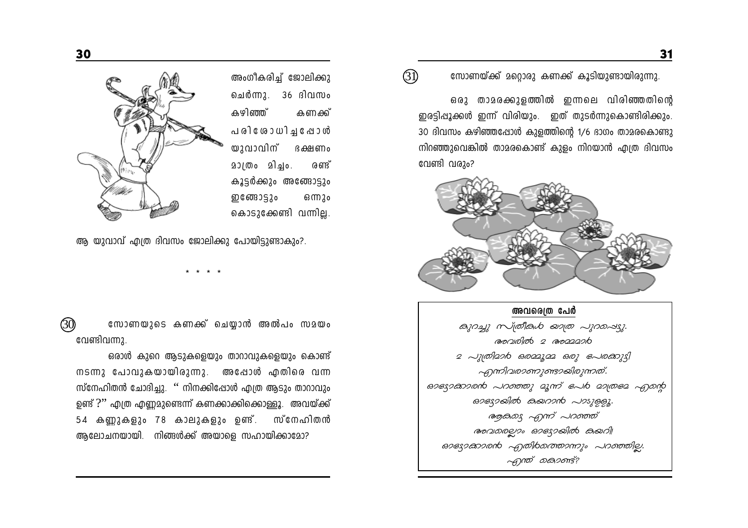അംഗീകരിച്ച് ജോലിക്കു ചെർന്നു. 36 ദിവസം കഴിഞ്ഞ് കണക്ക് പരിശോധിച്ചപ്പോൾ യുവാവിന് ഭക്ഷണം മാത്രം മിച്ചം. രണ്ട് കൂട്ടർക്കും അങ്ങോട്ടും ഇങ്ങോട്ടും ഒന്നും കൊടുക്കേണ്ടി വന്നില്ല.

ആ യുവാവ് എത്ര ദിവസം ജോലിക്കു പോയിട്ടുണ്ടാകും?.

\* \* \* \*

(30) സോണയുടെ കണക്ക് ചെയ്യാൻ അൽപം സമയം വേണ്ടിവന്നു.

ഒരാൾ കുറെ ആടുകളെയും താറാവുകളെയും കൊണ്ട് നടന്നു പോവുകയായിരുന്നു. അപ്പോൾ എതിരെ വന്ന സ്നേഹിതൻ ചോദിച്ചു. " നിനക്കിപ്പോൾ എത്ര ആടും താറാവും ഉണ്ട് ?" എത്ര എണ്ണമുണ്ടെന്ന് കണക്കാക്കിക്കൊള്ളൂ. അവയ്ക്ക് 54 കണ്ണുകളും 78 കാലുകളും ഉണ്ട്. സ്നേഹിതൻ ആലോചനയായി. നിങ്ങൾക്ക് അയാളെ സഹായിക്കാമോ?

(31) സോണയ്ക്ക് മറ്റൊരു കണക്ക് കൂടിയുണ്ടായിരുന്നു.

ഒരു താമരക്കുളത്തിൽ ഇന്നലെ വിരിഞ്ഞതിന്റെ ഇരട്ടിപ്പൂക്കൾ ഇന്ന് വിരിയും. ഇത് തുടർന്നുകൊണ്ടിരിക്കും. 30 ദിവസം കഴിഞ്ഞപ്പോൾ കുളത്തിന്റെ 1/6 ഭാഗം താമരകൊണ്ടു നിറഞ്ഞുവെങ്കിൽ താമരകൊണ്ട് കുളം നിറയാൻ എത്ര ദിവസം വേണ്ടി വരും?

**അവരെത്ര പേർ**

*കുറച്ചു സ്ത്രീകൾ യാത്ര പുറപ്പെട്ടു.*
*അവരിൽ 2 അമ്മമാർ*
*2 പുത്രിമാർ ഒരമ്മൂമ്മ ഒരു പേരക്കുട്ടി*
*എന്നിവരാണുണ്ടായിരുന്നത്.*
*ഓട്ടോക്കാരൻ പറഞ്ഞു മൂന്ന് പേർ മാത്രമേ എന്റെ*
*ഓട്ടോയിൽ കയറാൻ പാടുള്ളൂ.*
*ആകട്ടെ എന്ന് പറഞ്ഞ്*
*അവരെല്ലാം ഓട്ടോയിൽ കയറി!*
*ഓട്ടോക്കാരൻ എതിർത്തൊന്നും പറഞ്ഞില്ല.*
*എന്ത് കൊണ്ട്?*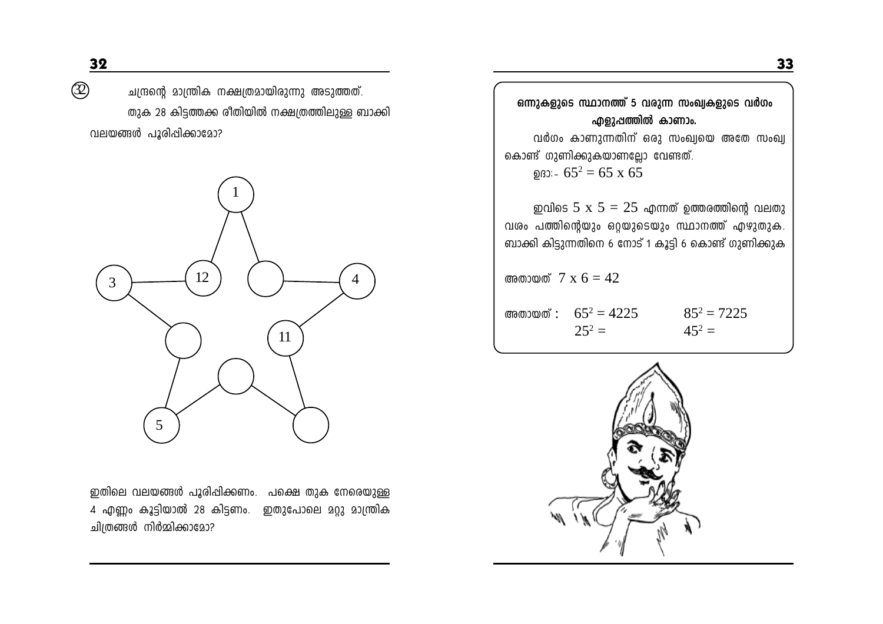(32) ചന്ദ്രന്റെ മാന്ത്രിക നക്ഷത്രമായിരുന്നു അടുത്തത്.

തുക 28 കിട്ടത്തക്ക രീതിയിൽ നക്ഷത്രത്തിലുള്ള ബാക്കി വലയങ്ങൾ പൂരിപ്പിക്കാമോ?

1

3 12 4

11

5

ഇതിലെ വലയങ്ങൾ പൂരിപ്പിക്കണം. പക്ഷെ തുക നേരെയുള്ള 4 എണ്ണം കൂട്ടിയാൽ 28 കിട്ടണം. ഇതുപോലെ മറ്റു മാന്ത്രിക ചിത്രങ്ങൾ നിർമ്മിക്കാമോ?

**ഒന്നുകളുടെ സ്ഥാനത്ത് 5 വരുന്ന സംഖ്യകളുടെ വർഗം എളുപ്പത്തിൽ കാണാം.**

വർഗം കാണുന്നതിന് ഒരു സംഖ്യയെ അതേ സംഖ്യ കൊണ്ട് ഗുണിക്കുകയാണല്ലോ വേണ്ടത്.

ഉദാ:- $65^2 = 65 \times 65$

ഇവിടെ $5 \times 5 = 25$ എന്നത് ഉത്തരത്തിന്റെ വലതു വശം പത്തിന്റെയും ഒറ്റയുടെയും സ്ഥാനത്ത് എഴുതുക. ബാക്കി കിട്ടുന്നതിനെ 6 നോട് 1 കൂട്ടി 6 കൊണ്ട് ഗുണിക്കുക

അതായത് $7 \times 6 = 42$

അതായത് : $65^2 = 4225$ $85^2 = 7225$

$25^2 =$ $45^2 =$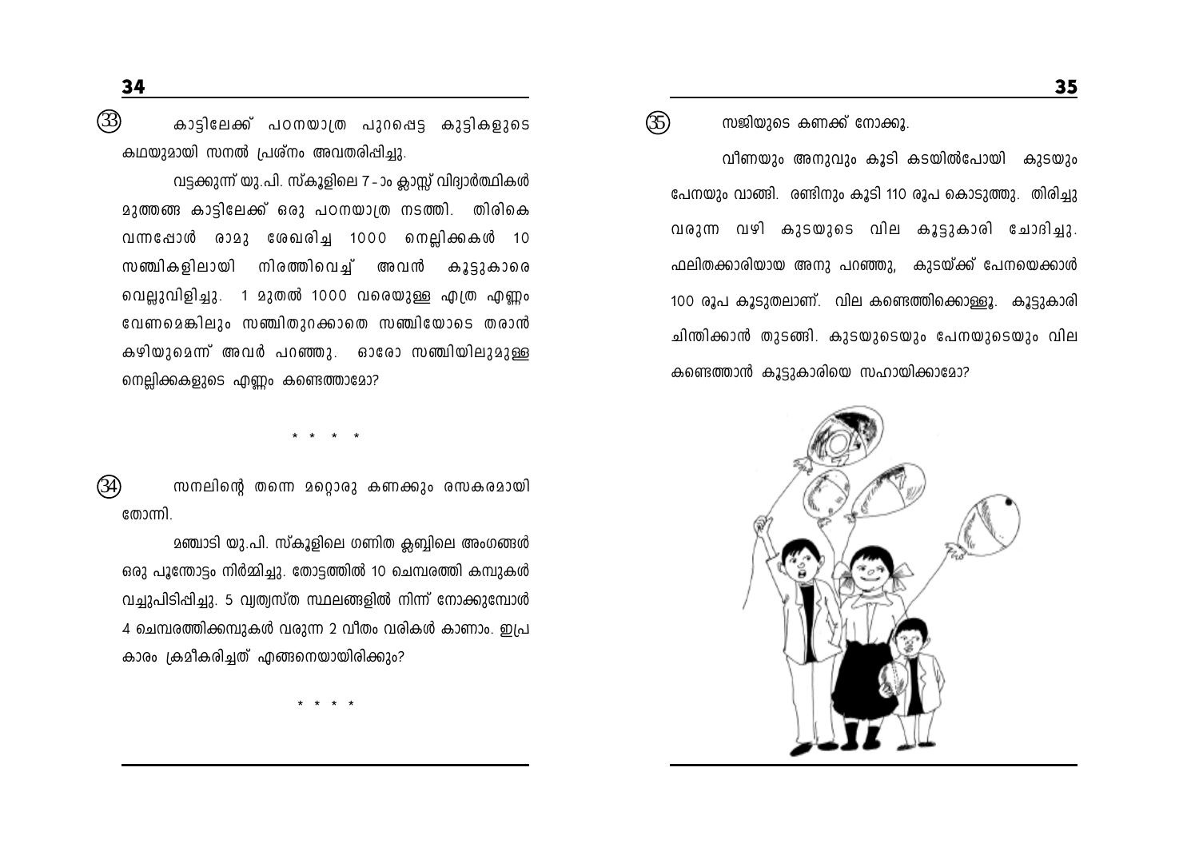(33) കാട്ടിലേക്ക് പഠനയാത്ര പുറപ്പെട്ട കുട്ടികളുടെ കഥയുമായി സനൽ പ്രശ്നം അവതരിപ്പിച്ചു.

വട്ടക്കുന്ന് യു.പി. സ്കൂളിലെ 7 - ാം ക്ലാസ്സ് വിദ്യാർത്ഥികൾ മുത്തങ്ങ കാട്ടിലേക്ക് ഒരു പഠനയാത്ര നടത്തി. തിരികെ വന്നപ്പോൾ രാമു ശേഖരിച്ച 1000 നെല്ലിക്കകൾ 10 സഞ്ചികളിലായി നിരത്തിവെച്ച് അവൻ കൂട്ടുകാരെ വെല്ലുവിളിച്ചു. 1 മുതൽ 1000 വരെയുള്ള എത്ര എണ്ണം വേണമെങ്കിലും സഞ്ചിതുറക്കാതെ സഞ്ചിയോടെ തരാൻ കഴിയുമെന്ന് അവർ പറഞ്ഞു. ഓരോ സഞ്ചിയിലുമുള്ള നെല്ലിക്കകളുടെ എണ്ണം കണ്ടെത്താമോ?

\* \* \* \*

(34) സനലിന്റെ തന്നെ മറ്റൊരു കണക്കും രസകരമായി തോന്നി.

മഞ്ചാടി യു.പി. സ്കൂളിലെ ഗണിത ക്ലബ്ബിലെ അംഗങ്ങൾ ഒരു പൂന്തോട്ടം നിർമ്മിച്ചു. തോട്ടത്തിൽ 10 ചെമ്പരത്തി കമ്പുകൾ വച്ചുപിടിപ്പിച്ചു. 5 വ്യത്യസ്ത സ്ഥലങ്ങളിൽ നിന്ന് നോക്കുമ്പോൾ 4 ചെമ്പരത്തിക്കമ്പുകൾ വരുന്ന 2 വീതം വരികൾ കാണാം. ഇപ്രകാരം ക്രമീകരിച്ചത് എങ്ങനെയായിരിക്കും?

\* \* \* \*

(35) സജിയുടെ കണക്ക് നോക്കൂ.

വീണയും അനുവും കൂടി കടയിൽപോയി കുടയും പേനയും വാങ്ങി. രണ്ടിനും കൂടി 110 രൂപ കൊടുത്തു. തിരിച്ചു വരുന്ന വഴി കുടയുടെ വില കൂട്ടുകാരി ചോദിച്ചു. ഫലിതക്കാരിയായ അനു പറഞ്ഞു, കുടയ്ക്ക് പേനയെക്കാൾ 100 രൂപ കൂടുതലാണ്. വില കണ്ടെത്തിക്കൊള്ളൂ. കൂട്ടുകാരി ചിന്തിക്കാൻ തുടങ്ങി. കുടയുടെയും പേനയുടെയും വില കണ്ടെത്താൻ കൂട്ടുകാരിയെ സഹായിക്കാമോ?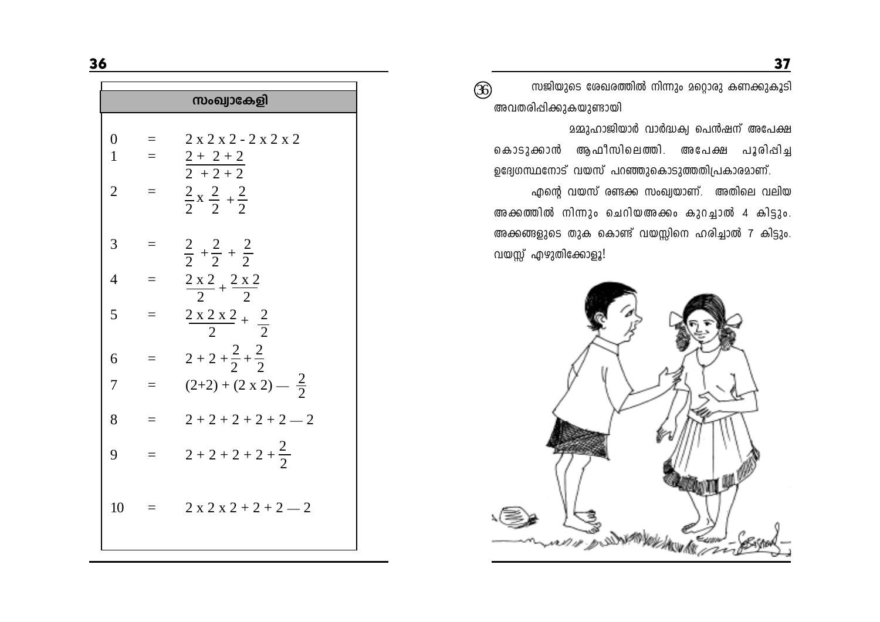## സംഖ്യാകേളി

$$0 = 2 \times 2 \times 2 - 2 \times 2 \times 2$$

$$1 = \frac{2 + 2 + 2}{2 + 2 + 2}$$

$$2 = \frac{2}{2} \times \frac{2}{2} + \frac{2}{2}$$

$$3 = \frac{2}{2} + \frac{2}{2} + \frac{2}{2}$$

$$4 = \frac{2 \times 2}{2} + \frac{2 \times 2}{2}$$

$$5 = \frac{2 \times 2 \times 2}{2} + \frac{2}{2}$$

$$6 = 2 + 2 + \frac{2}{2} + \frac{2}{2}$$

$$7 = (2+2) + (2 \times 2) - \frac{2}{2}$$

$$8 = 2 + 2 + 2 + 2 + 2 - 2$$

$$9 = 2 + 2 + 2 + 2 + \frac{2}{2}$$

$$10 = 2 \times 2 \times 2 + 2 + 2 - 2$$

(36) സജിയുടെ ശേഖരത്തിൽ നിന്നും മറ്റൊരു കണക്കുകൂടി അവതരിപ്പിക്കുകയുണ്ടായി

മമ്മുഹാജിയാർ വാർദ്ധക്യ പെൻഷന് അപേക്ഷ കൊടുക്കാൻ ആഫീസിലെത്തി. അപേക്ഷ പൂരിപ്പിച്ച ഉദ്യോഗസ്ഥനോട് വയസ് പറഞ്ഞുകൊടുത്തതിപ്രകാരമാണ്.

എന്റെ വയസ് രണ്ടക്ക സംഖ്യയാണ്. അതിലെ വലിയ അക്കത്തിൽ നിന്നും ചെറിയഅക്കം കുറച്ചാൽ 4 കിട്ടും. അക്കങ്ങളുടെ തുക കൊണ്ട് വയസ്സിനെ ഹരിച്ചാൽ 7 കിട്ടും. വയസ്സ് എഴുതിക്കോളൂ!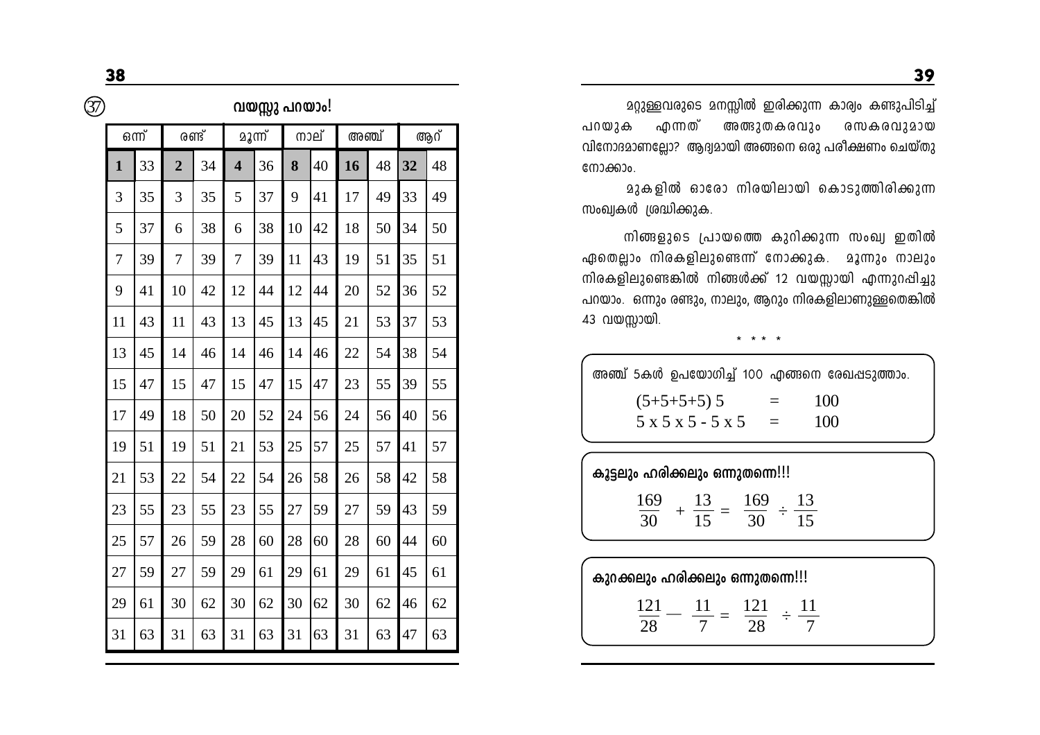## (37) വയസ്സു പറയാം!

| ഒന്ന് | | രണ്ട് | | മൂന്ന് | | നാല് | | അഞ്ച് | | ആറ് | |
|---|---|---|---|---|---|---|---|---|---|---|---|
| **1** | 33 | **2** | 34 | **4** | 36 | **8** | 40 | **16** | 48 | **32** | 48 |
| 3 | 35 | 3 | 35 | 5 | 37 | 9 | 41 | 17 | 49 | 33 | 49 |
| 5 | 37 | 6 | 38 | 6 | 38 | 10 | 42 | 18 | 50 | 34 | 50 |
| 7 | 39 | 7 | 39 | 7 | 39 | 11 | 43 | 19 | 51 | 35 | 51 |
| 9 | 41 | 10 | 42 | 12 | 44 | 12 | 44 | 20 | 52 | 36 | 52 |
| 11 | 43 | 11 | 43 | 13 | 45 | 13 | 45 | 21 | 53 | 37 | 53 |
| 13 | 45 | 14 | 46 | 14 | 46 | 14 | 46 | 22 | 54 | 38 | 54 |
| 15 | 47 | 15 | 47 | 15 | 47 | 15 | 47 | 23 | 55 | 39 | 55 |
| 17 | 49 | 18 | 50 | 20 | 52 | 24 | 56 | 24 | 56 | 40 | 56 |
| 19 | 51 | 19 | 51 | 21 | 53 | 25 | 57 | 25 | 57 | 41 | 57 |
| 21 | 53 | 22 | 54 | 22 | 54 | 26 | 58 | 26 | 58 | 42 | 58 |
| 23 | 55 | 23 | 55 | 23 | 55 | 27 | 59 | 27 | 59 | 43 | 59 |
| 25 | 57 | 26 | 59 | 28 | 60 | 28 | 60 | 28 | 60 | 44 | 60 |
| 27 | 59 | 27 | 59 | 29 | 61 | 29 | 61 | 29 | 61 | 45 | 61 |
| 29 | 61 | 30 | 62 | 30 | 62 | 30 | 62 | 30 | 62 | 46 | 62 |
| 31 | 63 | 31 | 63 | 31 | 63 | 31 | 63 | 31 | 63 | 47 | 63 |

മറ്റുള്ളവരുടെ മനസ്സിൽ ഇരിക്കുന്ന കാര്യം കണ്ടുപിടിച്ച് പറയുക എന്നത് അത്ഭുതകരവും രസകരവുമായ വിനോദമാണല്ലോ? ആദ്യമായി അങ്ങനെ ഒരു പരീക്ഷണം ചെയ്തു നോക്കാം.

മുകളിൽ ഓരോ നിരയിലായി കൊടുത്തിരിക്കുന്ന സംഖ്യകൾ ശ്രദ്ധിക്കുക.

നിങ്ങളുടെ പ്രായത്തെ കുറിക്കുന്ന സംഖ്യ ഇതിൽ ഏതെല്ലാം നിരകളിലുണ്ടെന്ന് നോക്കുക. മൂന്നും നാലും നിരകളിലുണ്ടെങ്കിൽ നിങ്ങൾക്ക് 12 വയസ്സായി എന്നുറപ്പിച്ചു പറയാം. ഒന്നും രണ്ടും, നാലും, ആറും നിരകളിലാണുള്ളതെങ്കിൽ 43 വയസ്സായി.

\* \* \* \*

അഞ്ച് 5കൾ ഉപയോഗിച്ച് 100 എങ്ങനെ രേഖപ്പെടുത്താം.

$$(5+5+5+5)\,5 = 100$$
$$5 \times 5 \times 5 - 5 \times 5 = 100$$

**കൂട്ടലും ഹരിക്കലും ഒന്നുതന്നെ!!!**

$$\frac{169}{30} + \frac{13}{15} = \frac{169}{30} \div \frac{13}{15}$$

**കുറക്കലും ഹരിക്കലും ഒന്നുതന്നെ!!!**

$$\frac{121}{28} - \frac{11}{7} = \frac{121}{28} \div \frac{11}{7}$$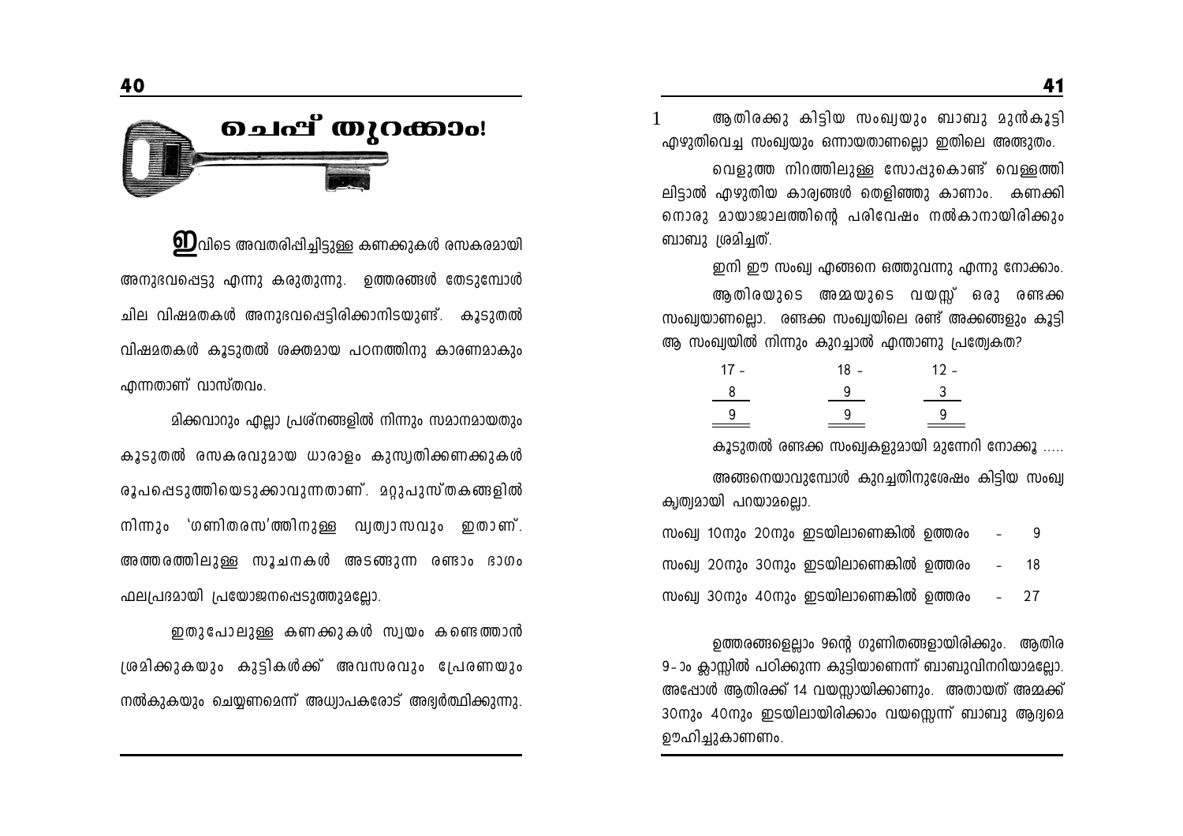# ചെപ്പ് തുറക്കാം!

ഇവിടെ അവതരിപ്പിച്ചിട്ടുള്ള കണക്കുകൾ രസകരമായി അനുഭവപ്പെട്ടു എന്നു കരുതുന്നു. ഉത്തരങ്ങൾ തേടുമ്പോൾ ചില വിഷമതകൾ അനുഭവപ്പെട്ടിരിക്കാനിടയുണ്ട്. കൂടുതൽ വിഷമതകൾ കൂടുതൽ ശക്തമായ പഠനത്തിനു കാരണമാകും എന്നതാണ് വാസ്തവം.

മിക്കവാറും എല്ലാ പ്രശ്നങ്ങളിൽ നിന്നും സമാനമായതും കൂടുതൽ രസകരവുമായ ധാരാളം കുസൃതിക്കണക്കുകൾ രൂപപ്പെടുത്തിയെടുക്കാവുന്നതാണ്. മറ്റുപുസ്തകങ്ങളിൽ നിന്നും 'ഗണിതരസ'ത്തിനുള്ള വ്യത്യാസവും ഇതാണ്. അത്തരത്തിലുള്ള സൂചനകൾ അടങ്ങുന്ന രണ്ടാം ഭാഗം ഫലപ്രദമായി പ്രയോജനപ്പെടുത്തുമല്ലോ.

ഇതുപോലുള്ള കണക്കുകൾ സ്വയം കണ്ടെത്താൻ ശ്രമിക്കുകയും കുട്ടികൾക്ക് അവസരവും പ്രേരണയും നൽകുകയും ചെയ്യണമെന്ന് അധ്യാപകരോട് അഭ്യർത്ഥിക്കുന്നു.

1 ആതിരക്കു കിട്ടിയ സംഖ്യയും ബാബു മുൻകൂട്ടി എഴുതിവെച്ച സംഖ്യയും ഒന്നായതാണല്ലൊ ഇതിലെ അത്ഭുതം.

വെളുത്ത നിറത്തിലുള്ള സോപ്പുകൊണ്ട് വെള്ളത്തിലിട്ടാൽ എഴുതിയ കാര്യങ്ങൾ തെളിഞ്ഞു കാണാം. കണക്കിനൊരു മായാജാലത്തിന്റെ പരിവേഷം നൽകാനായിരിക്കും ബാബു ശ്രമിച്ചത്.

ഇനി ഈ സംഖ്യ എങ്ങനെ ഒത്തുവന്നു എന്നു നോക്കാം.

ആതിരയുടെ അമ്മയുടെ വയസ്സ് ഒരു രണ്ടക്ക സംഖ്യയാണല്ലൊ. രണ്ടക്ക സംഖ്യയിലെ രണ്ട് അക്കങ്ങളും കൂട്ടി ആ സംഖ്യയിൽ നിന്നും കുറച്ചാൽ എന്താണു പ്രത്യേകത?

$$\begin{array}{r} 17- \\ 8 \\ \hline 9 \end{array} \qquad \begin{array}{r} 18- \\ 9 \\ \hline 9 \end{array} \qquad \begin{array}{r} 12- \\ 3 \\ \hline 9 \end{array}$$

കൂടുതൽ രണ്ടക്ക സംഖ്യകളുമായി മുന്നേറി നോക്കൂ .....

അങ്ങനെയാവുമ്പോൾ കുറച്ചതിനുശേഷം കിട്ടിയ സംഖ്യ കൃത്യമായി പറയാമല്ലൊ.

സംഖ്യ 10നും 20നും ഇടയിലാണെങ്കിൽ ഉത്തരം - 9

സംഖ്യ 20നും 30നും ഇടയിലാണെങ്കിൽ ഉത്തരം - 18

സംഖ്യ 30നും 40നും ഇടയിലാണെങ്കിൽ ഉത്തരം - 27

ഉത്തരങ്ങളെല്ലാം 9ന്റെ ഗുണിതങ്ങളായിരിക്കും. ആതിര 9-ാം ക്ലാസ്സിൽ പഠിക്കുന്ന കുട്ടിയാണെന്ന് ബാബുവിനറിയാമല്ലോ. അപ്പോൾ ആതിരക്ക് 14 വയസ്സായിക്കാണും. അതായത് അമ്മക്ക് 30നും 40നും ഇടയിലായിരിക്കാം വയസ്സെന്ന് ബാബു ആദ്യമെ ഊഹിച്ചുകാണണം.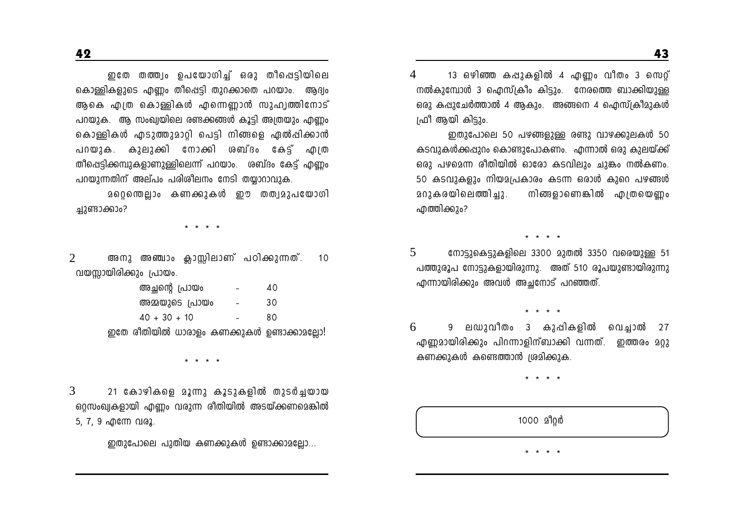ഇതേ തത്ത്വം ഉപയോഗിച്ച് ഒരു തീപ്പെട്ടിയിലെ കൊള്ളികളുടെ എണ്ണം തീപ്പെട്ടി തുറക്കാതെ പറയാം. ആദ്യം ആകെ എത്ര കൊള്ളികൾ എന്നെണ്ണാൻ സുഹൃത്തിനോട് പറയുക. ആ സംഖ്യയിലെ രണ്ടക്കങ്ങൾ കൂട്ടി അത്രയും എണ്ണം കൊള്ളികൾ എടുത്തുമാറ്റി പെട്ടി നിങ്ങളെ ഏൽപ്പിക്കാൻ പറയുക. കുലുക്കി നോക്കി ശബ്ദം കേട്ട് എത്ര തീപ്പെട്ടിക്കമ്പുകളാണുള്ളിലെന്ന് പറയാം. ശബ്ദം കേട്ട് എണ്ണം പറയുന്നതിന് അല്പം പരിശീലനം നേടി തയ്യാറാവുക.

മറ്റെന്തെല്ലാം കണക്കുകൾ ഈ തത്വമുപയോഗി ച്ചുണ്ടാക്കാം?

\* \* \* \*

2 അനു അഞ്ചാം ക്ലാസ്സിലാണ് പഠിക്കുന്നത്. 10 വയസ്സായിരിക്കും പ്രായം.

| | | |
|---|---|---|
| അച്ഛന്റെ പ്രായം | - | 40 |
| അമ്മയുടെ പ്രായം | - | 30 |
| 40 + 30 + 10 | - | 80 |

ഇതേ രീതിയിൽ ധാരാളം കണക്കുകൾ ഉണ്ടാക്കാമല്ലോ!

\* \* \* \*

3 21 കോഴികളെ മൂന്നു കൂടുകളിൽ തുടർച്ചയായ ഒറ്റസംഖ്യകളായി എണ്ണം വരുന്ന രീതിയിൽ അടയ്ക്കണമെങ്കിൽ 5, 7, 9 എന്നേ വരൂ.

ഇതുപോലെ പുതിയ കണക്കുകൾ ഉണ്ടാക്കാമല്ലോ...

4 13 ഒഴിഞ്ഞ കപ്പുകളിൽ 4 എണ്ണം വീതം 3 സെറ്റ് നൽകുമ്പോൾ 3 ഐസ്ക്രീം കിട്ടും. നേരത്തെ ബാക്കിയുള്ള ഒരു കപ്പുചേർത്താൽ 4 ആകും. അങ്ങനെ 4 ഐസ്ക്രീമുകൾ ഫ്രീ ആയി കിട്ടും.

ഇതുപോലെ 50 പഴങ്ങളുള്ള രണ്ടു വാഴക്കുലകൾ 50 കടവുകൾക്കപ്പുറം കൊണ്ടുപോകണം. എന്നാൽ ഒരു കുലയ്ക്ക് ഒരു പഴമെന്ന രീതിയിൽ ഓരോ കടവിലും ചുങ്കം നൽകണം. 50 കടവുകളും നിയമപ്രകാരം കടന്ന ഒരാൾ കുറെ പഴങ്ങൾ മറുകരയിലെത്തിച്ചു. നിങ്ങളാണെങ്കിൽ എത്രയെണ്ണം എത്തിക്കും?

\* \* \* \*

5 നോട്ടുകെട്ടുകളിലെ 3300 മുതൽ 3350 വരെയുള്ള 51 പത്തുരൂപ നോട്ടുകളായിരുന്നു. അത് 510 രൂപയുണ്ടായിരുന്നു എന്നായിരിക്കും അവൾ അച്ഛനോട് പറഞ്ഞത്.

\* \* \* \*

6 9 ലഡുവീതം 3 കുപ്പികളിൽ വെച്ചാൽ 27 എണ്ണമായിരിക്കും പിറന്നാളിന്ബാക്കി വന്നത്. ഇത്തരം മറ്റു കണക്കുകൾ കണ്ടെത്താൻ ശ്രമിക്കുക.

\* \* \* \*

1000 മീറ്റർ

\* \* \* \*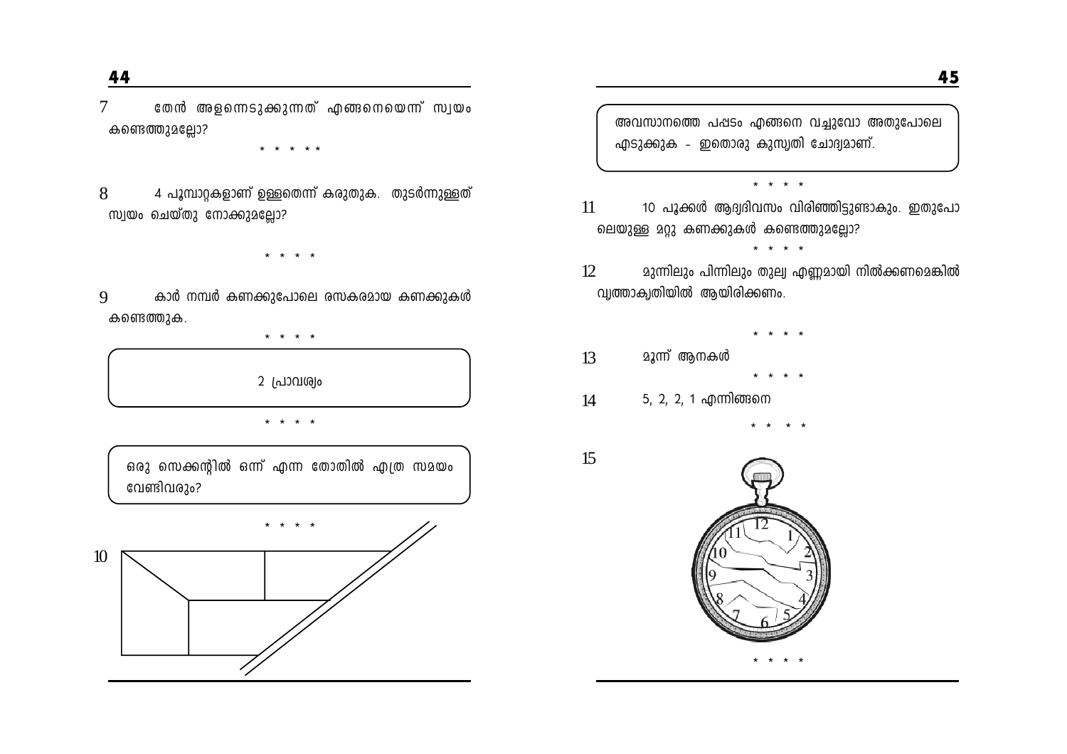7 തേൻ അളന്നെടുക്കുന്നത് എങ്ങനെയെന്ന് സ്വയം കണ്ടെത്തുമല്ലോ?

\* \* \* \* \*

8 4 പൂമ്പാറ്റകളാണ് ഉള്ളതെന്ന് കരുതുക. തുടർന്നുള്ളത് സ്വയം ചെയ്തു നോക്കുമല്ലോ?

\* \* \* \*

9 കാർ നമ്പർ കണക്കുപോലെ രസകരമായ കണക്കുകൾ കണ്ടെത്തുക.

\* \* \* \*

> 2 പ്രാവശ്യം

\* \* \* \*

> ഒരു സെക്കന്റിൽ ഒന്ന് എന്ന തോതിൽ എത്ര സമയം വേണ്ടിവരും?

\* \* \* \*

10

> അവസാനത്തെ പപ്പടം എങ്ങനെ വച്ചുവോ അതുപോലെ എടുക്കുക - ഇതൊരു കുസൃതി ചോദ്യമാണ്.

\* \* \* \*

11 10 പൂക്കൾ ആദ്യദിവസം വിരിഞ്ഞിട്ടുണ്ടാകും. ഇതുപോലെയുള്ള മറ്റു കണക്കുകൾ കണ്ടെത്തുമല്ലോ?

\* \* \* \*

12 മുന്നിലും പിന്നിലും തുല്യ എണ്ണമായി നിൽക്കണമെങ്കിൽ വൃത്താകൃതിയിൽ ആയിരിക്കണം.

\* \* \* \*

13 മൂന്ന് ആനകൾ

\* \* \* \*

14 5, 2, 2, 1 എന്നിങ്ങനെ

\* \* \* \*

15

\* \* \* \*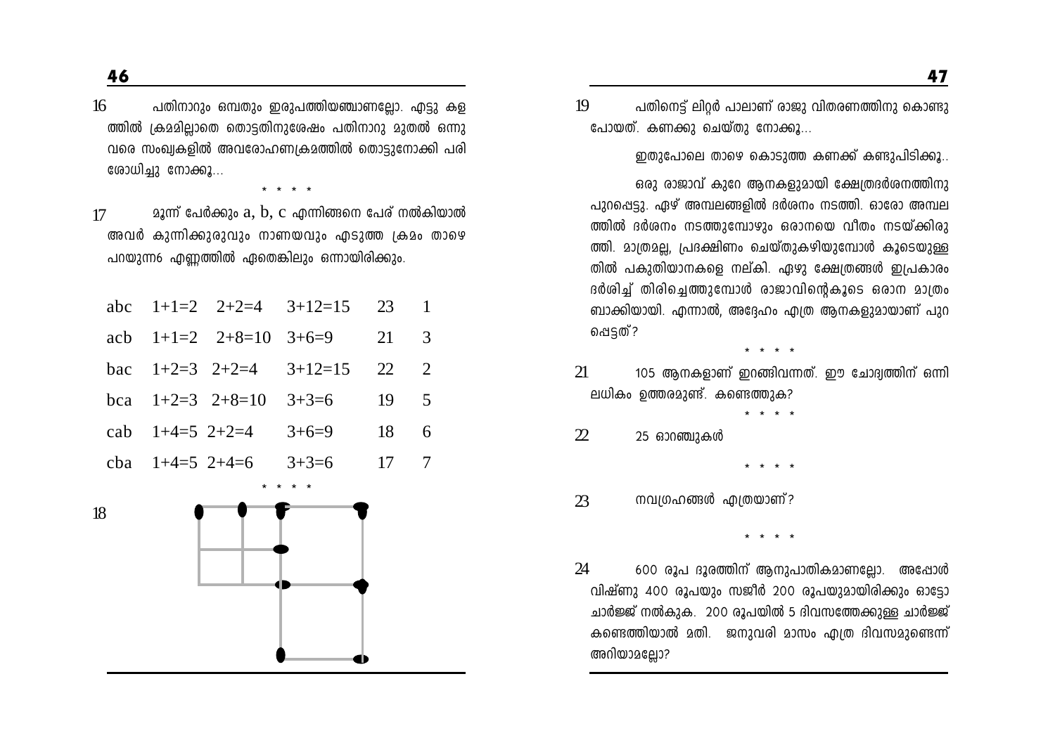16 പതിനാറും ഒമ്പതും ഇരുപത്തിയഞ്ചാണല്ലോ. എട്ടു കള ത്തിൽ ക്രമമില്ലാതെ തൊട്ടതിനുശേഷം പതിനാറു മുതൽ ഒന്നു വരെ സംഖ്യകളിൽ അവരോഹണക്രമത്തിൽ തൊട്ടുനോക്കി പരി ശോധിച്ചു നോക്കൂ...

\* \* \* \*

17 മൂന്ന് പേർക്കും a, b, c എന്നിങ്ങനെ പേര് നൽകിയാൽ അവർ കുന്നിക്കുരുവും നാണയവും എടുത്ത ക്രമം താഴെ പറയുന്ന6 എണ്ണത്തിൽ ഏതെങ്കിലും ഒന്നായിരിക്കും.

| | | | | | |
|---|---|---|---|---|---|
| abc | 1+1=2 | 2+2=4 | 3+12=15 | 23 | 1 |
| acb | 1+1=2 | 2+8=10 | 3+6=9 | 21 | 3 |
| bac | 1+2=3 | 2+2=4 | 3+12=15 | 22 | 2 |
| bca | 1+2=3 | 2+8=10 | 3+3=6 | 19 | 5 |
| cab | 1+4=5 | 2+2=4 | 3+6=9 | 18 | 6 |
| cba | 1+4=5 | 2+4=6 | 3+3=6 | 17 | 7 |

\* \* \* \*

18

19 പതിനെട്ട് ലിറ്റർ പാലാണ് രാജു വിതരണത്തിനു കൊണ്ടു പോയത്. കണക്കു ചെയ്തു നോക്കൂ...

ഇതുപോലെ താഴെ കൊടുത്ത കണക്ക് കണ്ടുപിടിക്കൂ..

ഒരു രാജാവ് കുറേ ആനകളുമായി ക്ഷേത്രദർശനത്തിനു പുറപ്പെട്ടു. ഏഴ് അമ്പലങ്ങളിൽ ദർശനം നടത്തി. ഓരോ അമ്പല ത്തിൽ ദർശനം നടത്തുമ്പോഴും ഒരാനയെ വീതം നടയ്ക്കിരു ത്തി. മാത്രമല്ല, പ്രദക്ഷിണം ചെയ്തുകഴിയുമ്പോൾ കൂടെയുള്ള തിൽ പകുതിയാനകളെ നല്കി. ഏഴു ക്ഷേത്രങ്ങൾ ഇപ്രകാരം ദർശിച്ച് തിരിച്ചെത്തുമ്പോൾ രാജാവിന്റെകൂടെ ഒരാന മാത്രം ബാക്കിയായി. എന്നാൽ, അദ്ദേഹം എത്ര ആനകളുമായാണ് പുറ പ്പെട്ടത്?

\* \* \* \*

21 105 ആനകളാണ് ഇറങ്ങിവന്നത്. ഈ ചോദ്യത്തിന് ഒന്നി ലധികം ഉത്തരമുണ്ട്. കണ്ടെത്തുക?

\* \* \* \*

22 25 ഓറഞ്ചുകൾ

\* \* \* \*

23 നവഗ്രഹങ്ങൾ എത്രയാണ്?

\* \* \* \*

24 600 രൂപ ദൂരത്തിന് ആനുപാതികമാണല്ലോ. അപ്പോൾ വിഷ്ണു 400 രൂപയും സജീർ 200 രൂപയുമായിരിക്കും ഓട്ടോ ചാർജ്ജ് നൽകുക. 200 രൂപയിൽ 5 ദിവസത്തേക്കുള്ള ചാർജ്ജ് കണ്ടെത്തിയാൽ മതി. ജനുവരി മാസം എത്ര ദിവസമുണ്ടെന്ന് അറിയാമല്ലോ?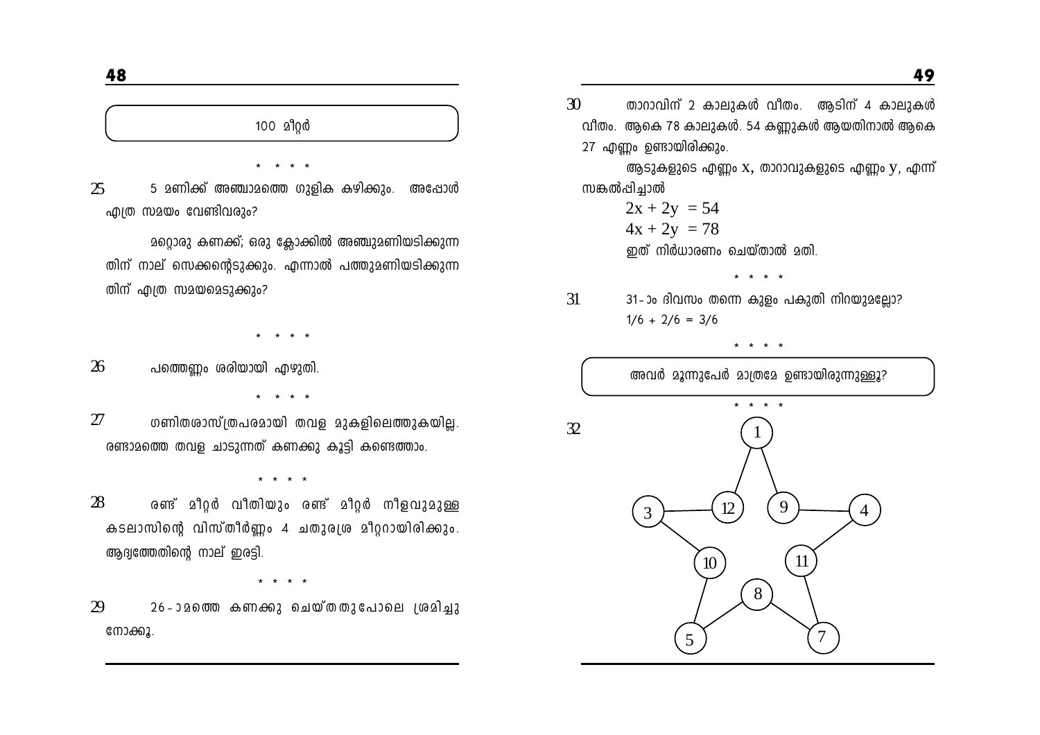100 മീറ്റർ

\* \* \* \*

25 5 മണിക്ക് അഞ്ചാമത്തെ ഗുളിക കഴിക്കും. അപ്പോൾ എത്ര സമയം വേണ്ടിവരും?

മറ്റൊരു കണക്ക്; ഒരു ക്ലോക്കിൽ അഞ്ചുമണിയടിക്കുന്നതിന് നാല് സെക്കന്റെടുക്കും. എന്നാൽ പത്തുമണിയടിക്കുന്നതിന് എത്ര സമയമെടുക്കും?

\* \* \* \*

26 പത്തെണ്ണം ശരിയായി എഴുതി.

\* \* \* \*

27 ഗണിതശാസ്ത്രപരമായി തവള മുകളിലെത്തുകയില്ല. രണ്ടാമത്തെ തവള ചാടുന്നത് കണക്കു കൂട്ടി കണ്ടെത്താം.

\* \* \* \*

28 രണ്ട് മീറ്റർ വീതിയും രണ്ട് മീറ്റർ നീളവുമുള്ള കടലാസിന്റെ വിസ്തീർണ്ണം 4 ചതുരശ്ര മീറ്ററായിരിക്കും. ആദ്യത്തേതിന്റെ നാല് ഇരട്ടി.

\* \* \* \*

29 26-ാമത്തെ കണക്കു ചെയ്തതുപോലെ ശ്രമിച്ചു നോക്കൂ.

30 താറാവിന് 2 കാലുകൾ വീതം. ആടിന് 4 കാലുകൾ വീതം. ആകെ 78 കാലുകൾ. 54 കണ്ണുകൾ ആയതിനാൽ ആകെ 27 എണ്ണം ഉണ്ടായിരിക്കും.

ആടുകളുടെ എണ്ണം x, താറാവുകളുടെ എണ്ണം y, എന്ന് സങ്കൽപ്പിച്ചാൽ

$$2x + 2y = 54$$
$$4x + 2y = 78$$

ഇത് നിർധാരണം ചെയ്താൽ മതി.

\* \* \* \*

31 31-ാം ദിവസം തന്നെ കുളം പകുതി നിറയുമല്ലോ?

$1/6 + 2/6 = 3/6$

\* \* \* \*

അവർ മൂന്നുപേർ മാത്രമേ ഉണ്ടായിരുന്നുള്ളൂ?

\* \* \* \*

32

(Star diagram with numbers: 1 (top); 3, 12, 9, 4 (upper row); 10, 11 (middle); 8 (inner bottom); 5, 7 (bottom))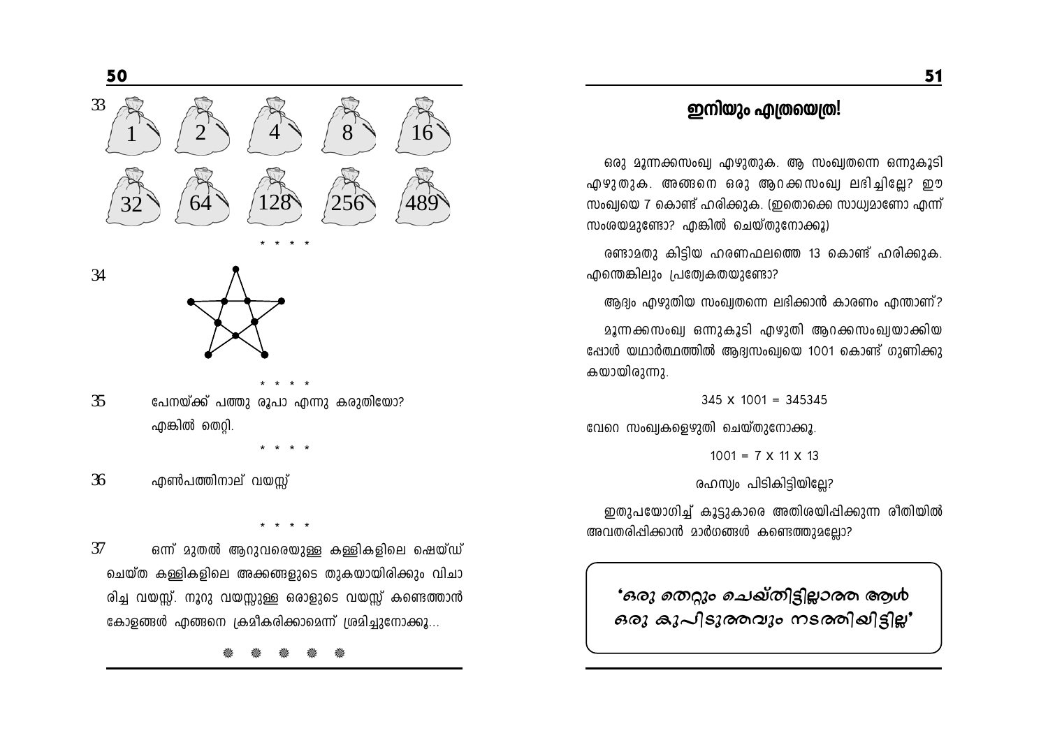33

1 2 4 8 16

32 64 128 256 489

\* \* \* \*

34

\* \* \* \*

35 പേനയ്ക്ക് പത്തു രൂപാ എന്നു കരുതിയോ? എങ്കിൽ തെറ്റി.

\* \* \* \*

36 എൺപത്തിനാല് വയസ്സ്

\* \* \* \*

37 ഒന്ന് മുതൽ ആറുവരെയുള്ള കള്ളികളിലെ ഷെയ്ഡ് ചെയ്ത കള്ളികളിലെ അക്കങ്ങളുടെ തുകയായിരിക്കും വിചാരിച്ച വയസ്സ്. നൂറു വയസ്സുള്ള ഒരാളുടെ വയസ്സ് കണ്ടെത്താൻ കോളങ്ങൾ എങ്ങനെ ക്രമീകരിക്കാമെന്ന് ശ്രമിച്ചുനോക്കൂ...

## ഇനിയും എത്രയെത്ര!

ഒരു മൂന്നക്കസംഖ്യ എഴുതുക. ആ സംഖ്യതന്നെ ഒന്നുകൂടി എഴുതുക. അങ്ങനെ ഒരു ആറക്കസംഖ്യ ലഭിച്ചില്ലേ? ഈ സംഖ്യയെ 7 കൊണ്ട് ഹരിക്കുക. (ഇതൊക്കെ സാധ്യമാണോ എന്ന് സംശയമുണ്ടോ? എങ്കിൽ ചെയ്തുനോക്കൂ)

രണ്ടാമതു കിട്ടിയ ഹരണഫലത്തെ 13 കൊണ്ട് ഹരിക്കുക. എന്തെങ്കിലും പ്രത്യേകതയുണ്ടോ?

ആദ്യം എഴുതിയ സംഖ്യതന്നെ ലഭിക്കാൻ കാരണം എന്താണ്?

മൂന്നക്കസംഖ്യ ഒന്നുകൂടി എഴുതി ആറക്കസംഖ്യയാക്കിയപ്പോൾ യഥാർത്ഥത്തിൽ ആദ്യസംഖ്യയെ 1001 കൊണ്ട് ഗുണിക്കുകയായിരുന്നു.

$$345 \times 1001 = 345345$$

വേറെ സംഖ്യകളെഴുതി ചെയ്തുനോക്കൂ.

$$1001 = 7 \times 11 \times 13$$

രഹസ്യം പിടികിട്ടിയില്ലേ?

ഇതുപയോഗിച്ച് കൂട്ടുകാരെ അതിശയിപ്പിക്കുന്ന രീതിയിൽ അവതരിപ്പിക്കാൻ മാർഗങ്ങൾ കണ്ടെത്തുമല്ലോ?

**'ഒരു തെറ്റും ചെയ്തിട്ടില്ലാത്ത ആൾ ഒരു കുപിടുത്തവും നടത്തിയിട്ടില്ല'**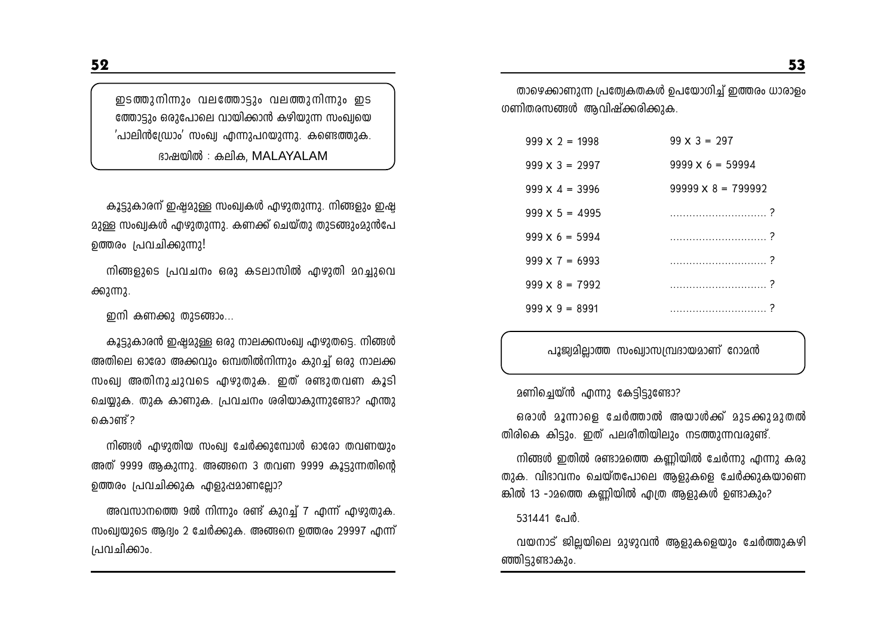ഇടത്തുനിന്നും വലത്തോട്ടും വലത്തുനിന്നും ഇട ത്തോട്ടും ഒരുപോലെ വായിക്കാൻ കഴിയുന്ന സംഖ്യയെ 'പാലിൻഡ്രോം' സംഖ്യ എന്നുപറയുന്നു. കണ്ടെത്തുക.

ഭാഷയിൽ : കലിക, MALAYALAM

കൂട്ടുകാരന് ഇഷ്ടമുള്ള സംഖ്യകൾ എഴുതുന്നു. നിങ്ങളും ഇഷ്ട മുള്ള സംഖ്യകൾ എഴുതുന്നു. കണക്ക് ചെയ്തു തുടങ്ങുംമുൻപേ ഉത്തരം പ്രവചിക്കുന്നു!

നിങ്ങളുടെ പ്രവചനം ഒരു കടലാസിൽ എഴുതി മറച്ചുവെ ക്കുന്നു.

ഇനി കണക്കു തുടങ്ങാം...

കൂട്ടുകാരൻ ഇഷ്ടമുള്ള ഒരു നാലക്കസംഖ്യ എഴുതട്ടെ. നിങ്ങൾ അതിലെ ഓരോ അക്കവും ഒമ്പതിൽനിന്നും കുറച്ച് ഒരു നാലക്ക സംഖ്യ അതിനുചുവടെ എഴുതുക. ഇത് രണ്ടുതവണ കൂടി ചെയ്യുക. തുക കാണുക. പ്രവചനം ശരിയാകുന്നുണ്ടോ? എന്തു കൊണ്ട്?

നിങ്ങൾ എഴുതിയ സംഖ്യ ചേർക്കുമ്പോൾ ഓരോ തവണയും അത് 9999 ആകുന്നു. അങ്ങനെ 3 തവണ 9999 കൂട്ടുന്നതിന്റെ ഉത്തരം പ്രവചിക്കുക എളുപ്പമാണല്ലോ?

അവസാനത്തെ 9ൽ നിന്നും രണ്ട് കുറച്ച് 7 എന്ന് എഴുതുക. സംഖ്യയുടെ ആദ്യം 2 ചേർക്കുക. അങ്ങനെ ഉത്തരം 29997 എന്ന് പ്രവചിക്കാം.

താഴെക്കാണുന്ന പ്രത്യേകതകൾ ഉപയോഗിച്ച് ഇത്തരം ധാരാളം ഗണിതരസങ്ങൾ ആവിഷ്ക്കരിക്കുക.

| | |
|---|---|
| 999 x 2 = 1998 | 99 x 3 = 297 |
| 999 x 3 = 2997 | 9999 x 6 = 59994 |
| 999 x 4 = 3996 | 99999 x 8 = 799992 |
| 999 x 5 = 4995 | .............................. ? |
| 999 x 6 = 5994 | .............................. ? |
| 999 x 7 = 6993 | .............................. ? |
| 999 x 8 = 7992 | .............................. ? |
| 999 x 9 = 8991 | .............................. ? |

പൂജ്യമില്ലാത്ത സംഖ്യാസമ്പ്രദായമാണ് റോമൻ

മണിച്ചെയ്ൻ എന്നു കേട്ടിട്ടുണ്ടോ?

ഒരാൾ മൂന്നാളെ ചേർത്താൽ അയാൾക്ക് മുടക്കുമുതൽ തിരികെ കിട്ടും. ഇത് പലരീതിയിലും നടത്തുന്നവരുണ്ട്.

നിങ്ങൾ ഇതിൽ രണ്ടാമത്തെ കണ്ണിയിൽ ചേർന്നു എന്നു കരു തുക. വിഭാവനം ചെയ്തപോലെ ആളുകളെ ചേർക്കുകയാണെ ങ്കിൽ 13 -ാമത്തെ കണ്ണിയിൽ എത്ര ആളുകൾ ഉണ്ടാകും?

531441 പേർ.

വയനാട് ജില്ലയിലെ മുഴുവൻ ആളുകളെയും ചേർത്തുകഴി ഞ്ഞിട്ടുണ്ടാകും.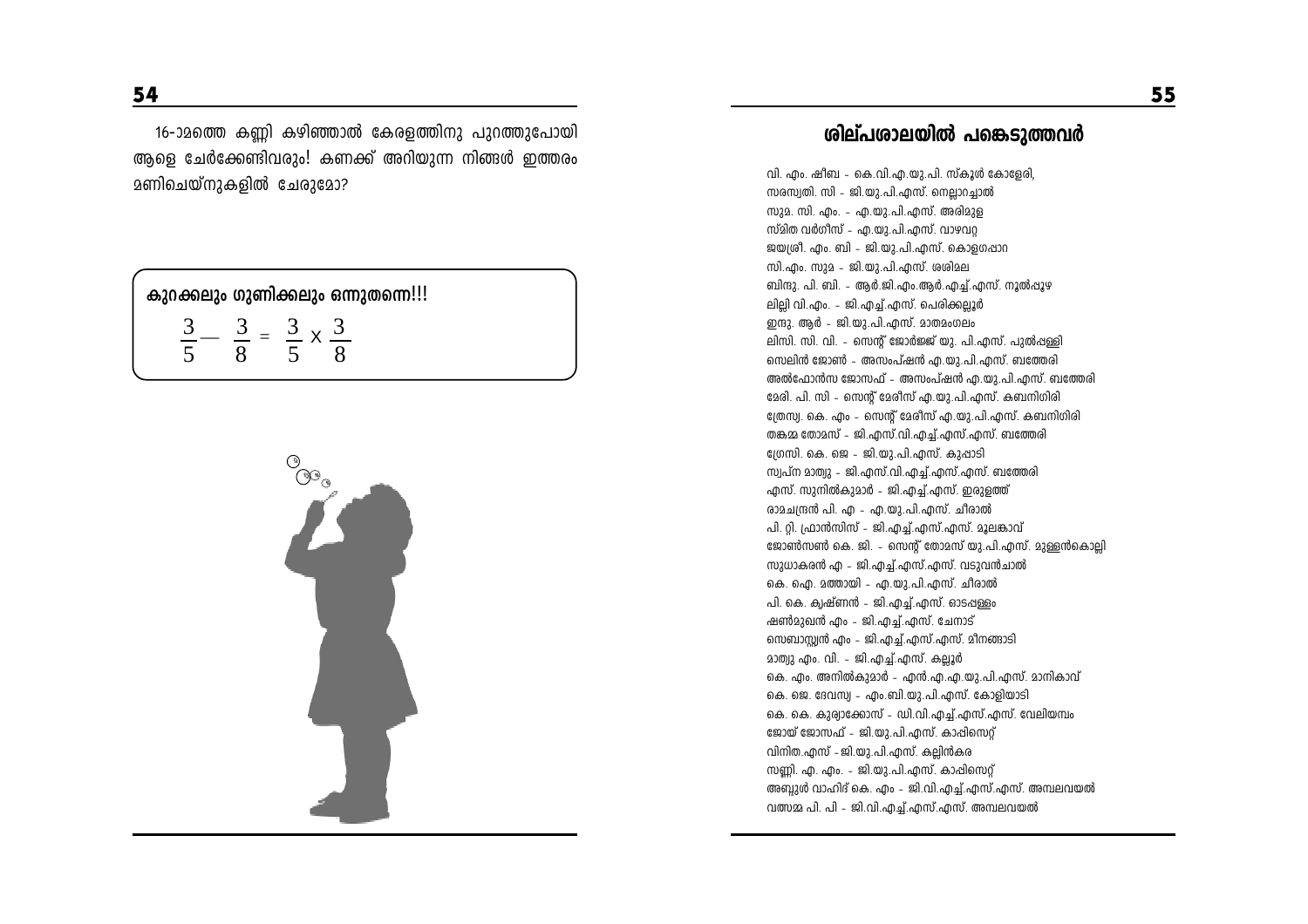16-ാമത്തെ കണ്ണി കഴിഞ്ഞാൽ കേരളത്തിനു പുറത്തുപോയി ആളെ ചേർക്കേണ്ടിവരും! കണക്ക് അറിയുന്ന നിങ്ങൾ ഇത്തരം മണിചെയ്നുകളിൽ ചേരുമോ?

**കുറക്കലും ഗുണിക്കലും ഒന്നുതന്നെ!!!**

$$\frac{3}{5} - \frac{3}{8} = \frac{3}{5} \times \frac{3}{8}$$

## ശില്പശാലയിൽ പങ്കെടുത്തവർ

വി. എം. ഷീബ - കെ.വി.എ.യു.പി. സ്കൂൾ കോളേരി,
സരസ്വതി. സി - ജി.യു.പി.എസ്. നെല്ലാറച്ചാൽ
സുമ. സി. എം. - എ.യു.പി.എസ്. അരിമുള
സ്മിത വർഗീസ് - എ.യു.പി.എസ്. വാഴവറ്റ
ജയശ്രീ. എം. ബി - ജി.യു.പി.എസ്. കൊളഗപ്പാറ
സി.എം. സുമ - ജി.യു.പി.എസ്. ശശിമല
ബിന്ദു. പി. ബി. - ആർ.ജി.എം.ആർ.എച്ച്.എസ്. നൂൽപ്പുഴ
ലില്ലി വി.എം. - ജി.എച്ച്.എസ്. പെരിക്കല്ലൂർ
ഇന്ദു. ആർ - ജി.യു.പി.എസ്. മാതമംഗലം
ലിസി. സി. വി. - സെന്റ് ജോർജ്ജ് യു. പി.എസ്. പുൽപ്പള്ളി
സെലിൻ ജോൺ - അസംപ്ഷൻ എ.യു.പി.എസ്. ബത്തേരി
അൽഫോൻസ ജോസഫ് - അസംപ്ഷൻ എ.യു.പി.എസ്. ബത്തേരി
മേരി. പി. സി - സെന്റ് മേരീസ് എ.യു.പി.എസ്. കബനിഗിരി
ത്രേസ്യ. കെ. എം - സെന്റ് മേരീസ് എ.യു.പി.എസ്. കബനിഗിരി
തങ്കമ്മ തോമസ് - ജി.എസ്.വി.എച്ച്.എസ്.എസ്. ബത്തേരി
ഗ്രേസി. കെ. ജെ - ജി.യു.പി.എസ്. കുപ്പാടി
സ്വപ്ന മാത്യു - ജി.എസ്.വി.എച്ച്.എസ്.എസ്. ബത്തേരി
എസ്. സുനിൽകുമാർ - ജി.എച്ച്.എസ്. ഇരുളത്ത്
രാമചന്ദ്രൻ പി. എ - എ.യു.പി.എസ്. ചീരാൽ
പി. റ്റി. ഫ്രാൻസിസ് - ജി.എച്ച്.എസ്.എസ്. മൂലങ്കാവ്
ജോൺസൺ കെ. ജി. - സെന്റ് തോമസ് യു.പി.എസ്. മുള്ളൻകൊല്ലി
സുധാകരൻ എ - ജി.എച്ച്.എസ്.എസ്. വടുവൻചാൽ
കെ. ഐ. മത്തായി - എ.യു.പി.എസ്. ചീരാൽ
പി. കെ. കൃഷ്ണൻ - ജി.എച്ച്.എസ്. ഓടപ്പള്ളം
ഷൺമുഖൻ എം - ജി.എച്ച്.എസ്. ചേനാട്
സെബാസ്റ്റ്യൻ എം - ജി.എച്ച്.എസ്.എസ്. മീനങ്ങാടി
മാത്യു എം. വി. - ജി.എച്ച്.എസ്. കല്ലൂർ
കെ. എം. അനിൽകുമാർ - എൻ.എം.എ.യു.പി.എസ്. മാനികാവ്
കെ. ജെ. ദേവസ്യ - എം.ബി.യു.പി.എസ്. കോളിയാടി
കെ. കെ. കുര്യാക്കോസ് - ഡി.വി.എച്ച്.എസ്.എസ്. വേലിയമ്പം
ജോയ് ജോസഫ് - ജി.യു.പി.എസ്. കാപ്പിസെറ്റ്
വിനിത.എസ് - ജി.യു.പി.എസ്. കല്ലിൻകര
സണ്ണി. എ. എം. - ജി.യു.പി.എസ്. കാപ്പിസെറ്റ്
അബ്ദുൾ വാഹിദ് കെ. എം - ജി.വി.എച്ച്.എസ്.എസ്. അമ്പലവയൽ
വത്സമ്മ പി. പി - ജി.വി.എച്ച്.എസ്.എസ്. അമ്പലവയൽ